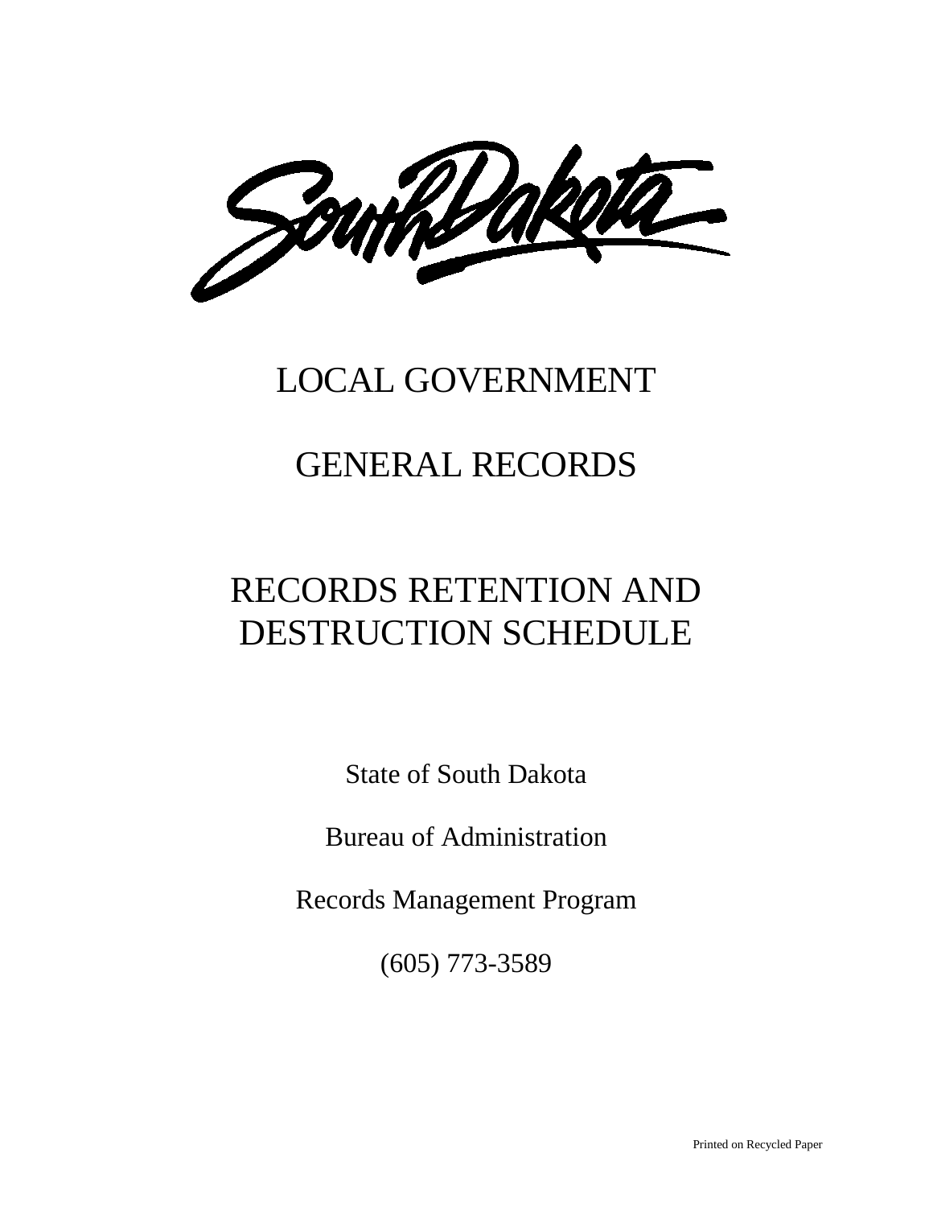South Dakota

# LOCAL GOVERNMENT

# GENERAL RECORDS

# RECORDS RETENTION AND DESTRUCTION SCHEDULE

State of South Dakota

Bureau of Administration

Records Management Program

(605) 773-3589

Printed on Recycled Paper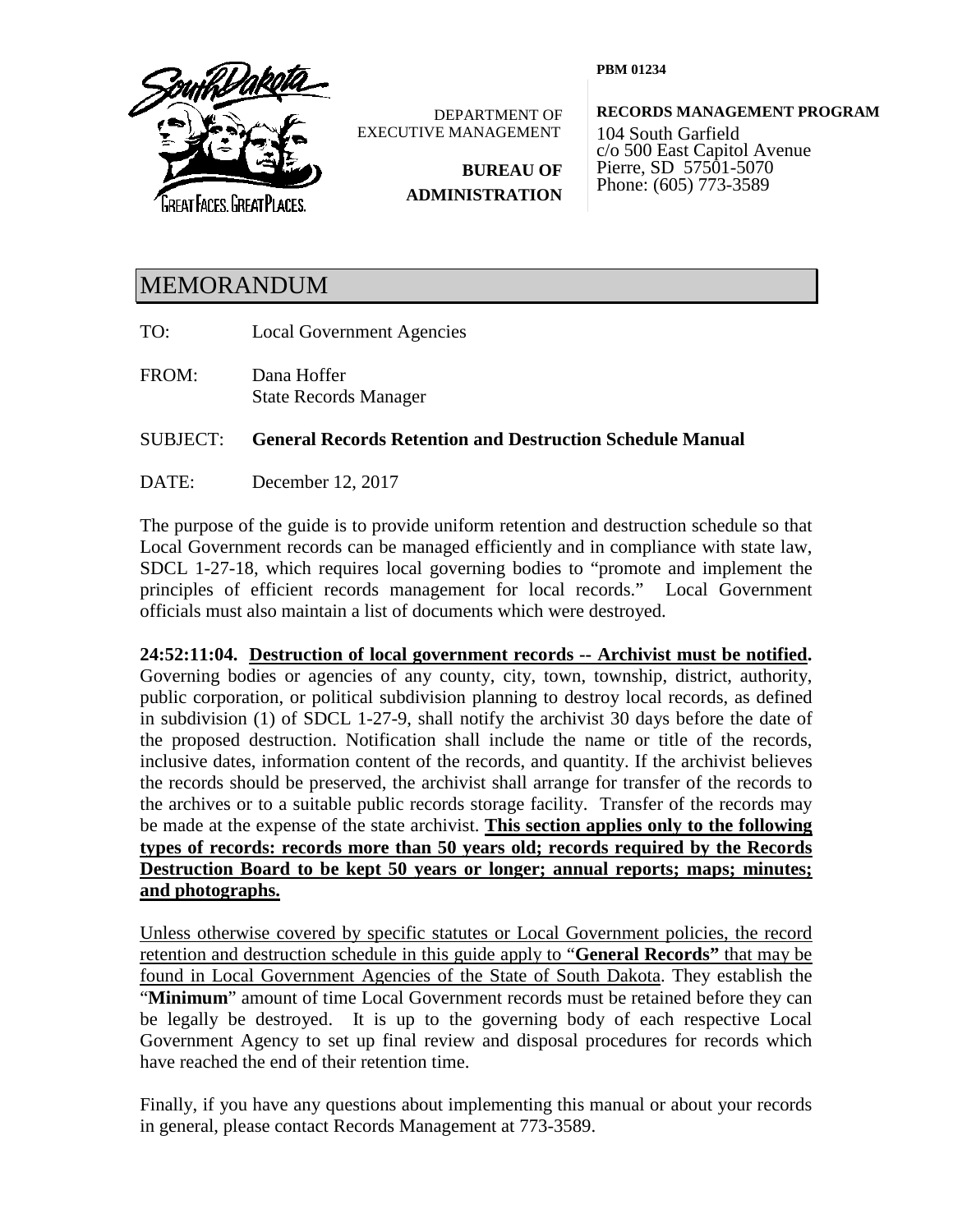PBM 01234

DEPARTMENT OF EXECUTIVE MANAGEMENT

**BUREAU OF ADMINISTRATION**

**RECORDS MANAGEMENT PROGRAM**
104 South Garfield
c/o 500 East Capitol Avenue
Pierre, SD 57501-5070
Phone: (605) 773-3589

# MEMORANDUM

TO: Local Government Agencies

FROM: Dana Hoffer
State Records Manager

SUBJECT: **General Records Retention and Destruction Schedule Manual**

DATE: December 12, 2017

The purpose of the guide is to provide uniform retention and destruction schedule so that Local Government records can be managed efficiently and in compliance with state law, SDCL 1-27-18, which requires local governing bodies to "promote and implement the principles of efficient records management for local records." Local Government officials must also maintain a list of documents which were destroyed.

**24:52:11:04. Destruction of local government records -- Archivist must be notified.** Governing bodies or agencies of any county, city, town, township, district, authority, public corporation, or political subdivision planning to destroy local records, as defined in subdivision (1) of SDCL 1-27-9, shall notify the archivist 30 days before the date of the proposed destruction. Notification shall include the name or title of the records, inclusive dates, information content of the records, and quantity. If the archivist believes the records should be preserved, the archivist shall arrange for transfer of the records to the archives or to a suitable public records storage facility. Transfer of the records may be made at the expense of the state archivist. **This section applies only to the following types of records: records more than 50 years old; records required by the Records Destruction Board to be kept 50 years or longer; annual reports; maps; minutes; and photographs.**

Unless otherwise covered by specific statutes or Local Government policies, the record retention and destruction schedule in this guide apply to "**General Records"** that may be found in Local Government Agencies of the State of South Dakota. They establish the "**Minimum**" amount of time Local Government records must be retained before they can be legally be destroyed. It is up to the governing body of each respective Local Government Agency to set up final review and disposal procedures for records which have reached the end of their retention time.

Finally, if you have any questions about implementing this manual or about your records in general, please contact Records Management at 773-3589.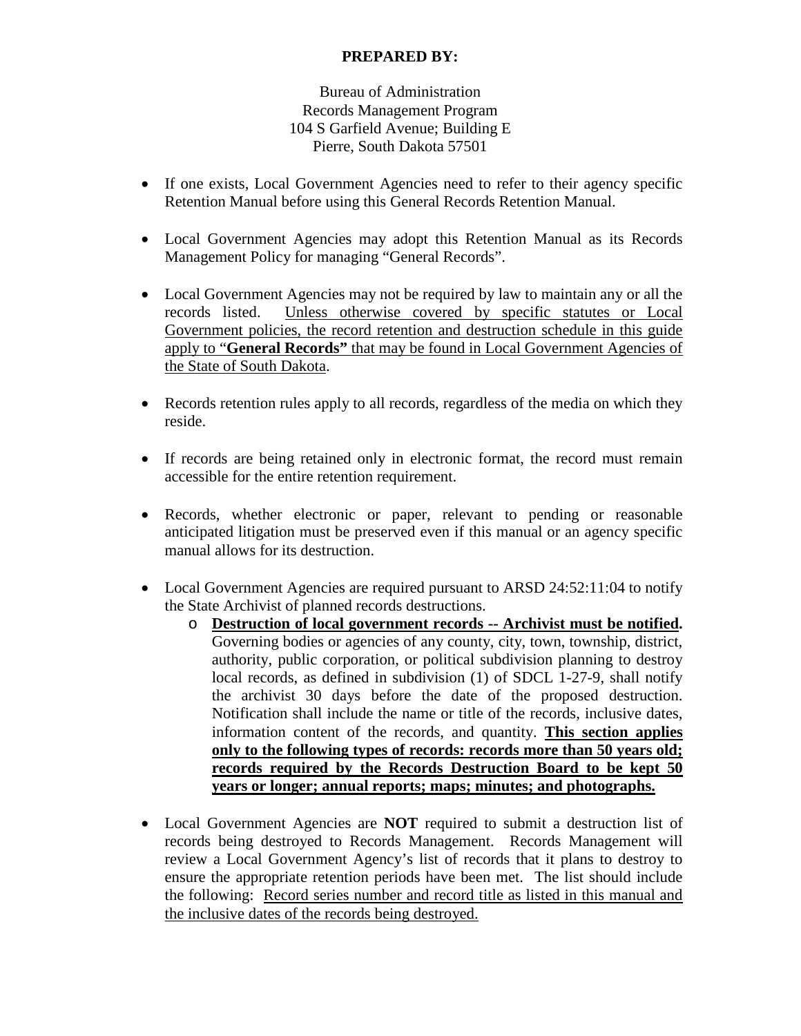**PREPARED BY:**

Bureau of Administration
Records Management Program
104 S Garfield Avenue; Building E
Pierre, South Dakota 57501

- If one exists, Local Government Agencies need to refer to their agency specific Retention Manual before using this General Records Retention Manual.
- Local Government Agencies may adopt this Retention Manual as its Records Management Policy for managing "General Records".
- Local Government Agencies may not be required by law to maintain any or all the records listed. <u>Unless otherwise covered by specific statutes or Local Government policies, the record retention and destruction schedule in this guide apply to "**General Records**" that may be found in Local Government Agencies of the State of South Dakota</u>.
- Records retention rules apply to all records, regardless of the media on which they reside.
- If records are being retained only in electronic format, the record must remain accessible for the entire retention requirement.
- Records, whether electronic or paper, relevant to pending or reasonable anticipated litigation must be preserved even if this manual or an agency specific manual allows for its destruction.
- Local Government Agencies are required pursuant to ARSD 24:52:11:04 to notify the State Archivist of planned records destructions.
  - **<u>Destruction of local government records -- Archivist must be notified</u>.** Governing bodies or agencies of any county, city, town, township, district, authority, public corporation, or political subdivision planning to destroy local records, as defined in subdivision (1) of SDCL 1-27-9, shall notify the archivist 30 days before the date of the proposed destruction. Notification shall include the name or title of the records, inclusive dates, information content of the records, and quantity. **<u>This section applies only to the following types of records: records more than 50 years old; records required by the Records Destruction Board to be kept 50 years or longer; annual reports; maps; minutes; and photographs.</u>**
- Local Government Agencies are **NOT** required to submit a destruction list of records being destroyed to Records Management. Records Management will review a Local Government Agency's list of records that it plans to destroy to ensure the appropriate retention periods have been met. The list should include the following: <u>Record series number and record title as listed in this manual and the inclusive dates of the records being destroyed.</u>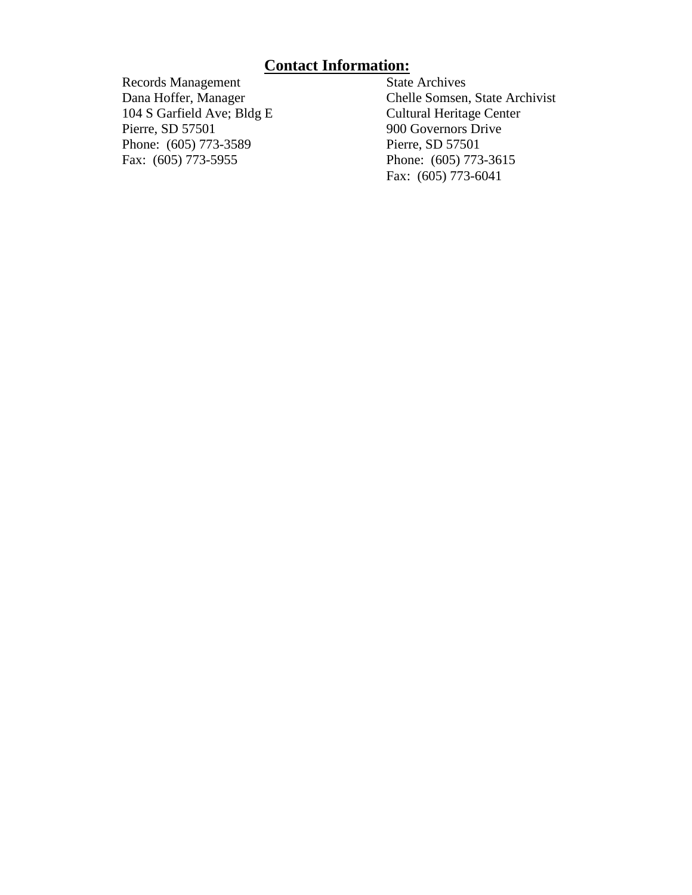## **Contact Information:**

Records Management
Dana Hoffer, Manager
104 S Garfield Ave; Bldg E
Pierre, SD 57501
Phone: (605) 773-3589
Fax: (605) 773-5955

State Archives
Chelle Somsen, State Archivist
Cultural Heritage Center
900 Governors Drive
Pierre, SD 57501
Phone: (605) 773-3615
Fax: (605) 773-6041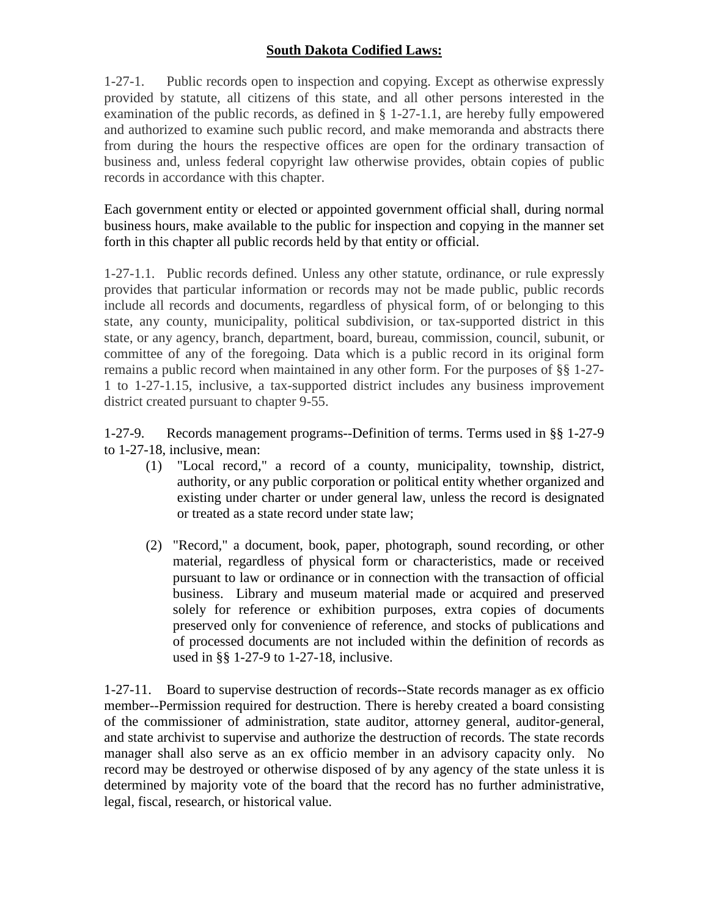## **South Dakota Codified Laws:**

1-27-1. Public records open to inspection and copying. Except as otherwise expressly provided by statute, all citizens of this state, and all other persons interested in the examination of the public records, as defined in § 1-27-1.1, are hereby fully empowered and authorized to examine such public record, and make memoranda and abstracts there from during the hours the respective offices are open for the ordinary transaction of business and, unless federal copyright law otherwise provides, obtain copies of public records in accordance with this chapter.

Each government entity or elected or appointed government official shall, during normal business hours, make available to the public for inspection and copying in the manner set forth in this chapter all public records held by that entity or official.

1-27-1.1. Public records defined. Unless any other statute, ordinance, or rule expressly provides that particular information or records may not be made public, public records include all records and documents, regardless of physical form, of or belonging to this state, any county, municipality, political subdivision, or tax-supported district in this state, or any agency, branch, department, board, bureau, commission, council, subunit, or committee of any of the foregoing. Data which is a public record in its original form remains a public record when maintained in any other form. For the purposes of §§ 1-27-1 to 1-27-1.15, inclusive, a tax-supported district includes any business improvement district created pursuant to chapter 9-55.

1-27-9. Records management programs--Definition of terms. Terms used in §§ 1-27-9 to 1-27-18, inclusive, mean:

(1) "Local record," a record of a county, municipality, township, district, authority, or any public corporation or political entity whether organized and existing under charter or under general law, unless the record is designated or treated as a state record under state law;

(2) "Record," a document, book, paper, photograph, sound recording, or other material, regardless of physical form or characteristics, made or received pursuant to law or ordinance or in connection with the transaction of official business. Library and museum material made or acquired and preserved solely for reference or exhibition purposes, extra copies of documents preserved only for convenience of reference, and stocks of publications and of processed documents are not included within the definition of records as used in §§ 1-27-9 to 1-27-18, inclusive.

1-27-11. Board to supervise destruction of records--State records manager as ex officio member--Permission required for destruction. There is hereby created a board consisting of the commissioner of administration, state auditor, attorney general, auditor-general, and state archivist to supervise and authorize the destruction of records. The state records manager shall also serve as an ex officio member in an advisory capacity only. No record may be destroyed or otherwise disposed of by any agency of the state unless it is determined by majority vote of the board that the record has no further administrative, legal, fiscal, research, or historical value.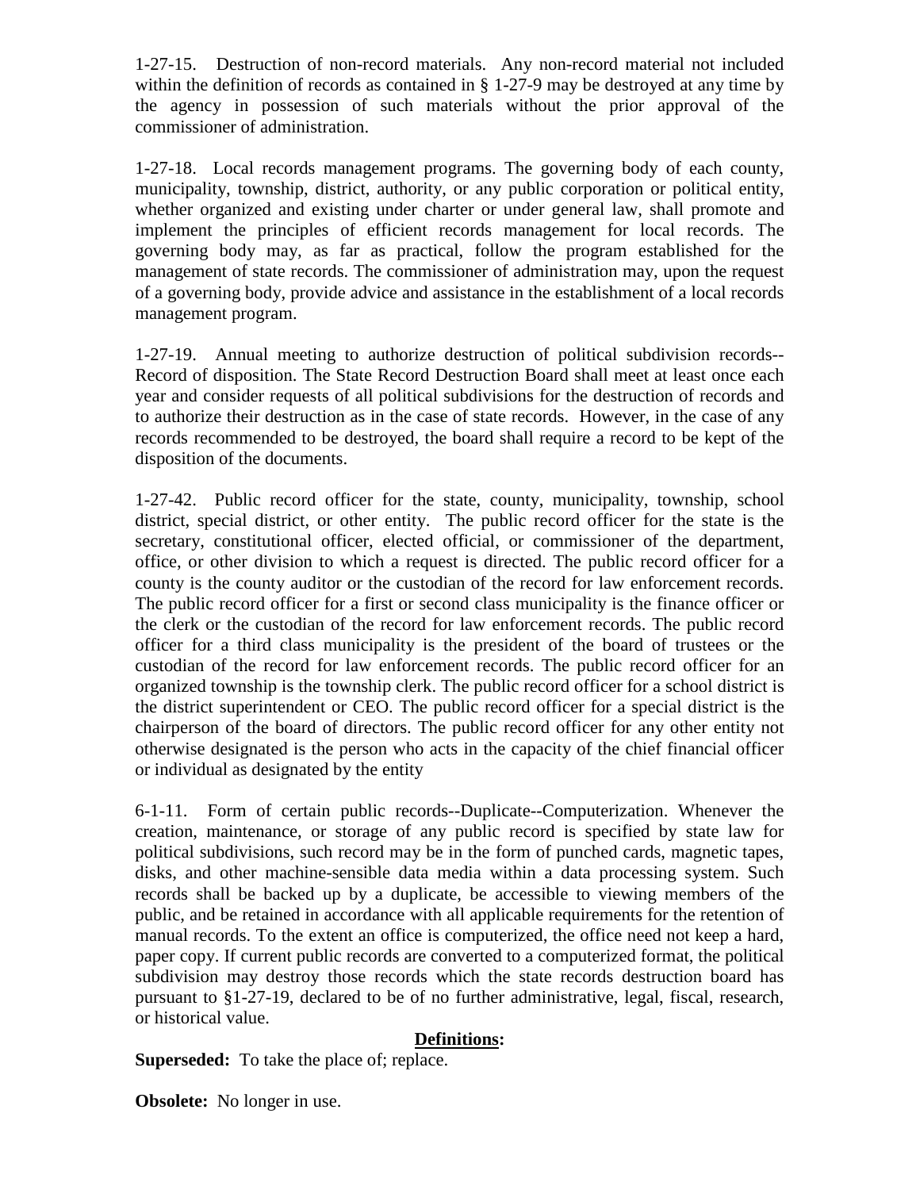1-27-15. Destruction of non-record materials. Any non-record material not included within the definition of records as contained in § 1-27-9 may be destroyed at any time by the agency in possession of such materials without the prior approval of the commissioner of administration.

1-27-18. Local records management programs. The governing body of each county, municipality, township, district, authority, or any public corporation or political entity, whether organized and existing under charter or under general law, shall promote and implement the principles of efficient records management for local records. The governing body may, as far as practical, follow the program established for the management of state records. The commissioner of administration may, upon the request of a governing body, provide advice and assistance in the establishment of a local records management program.

1-27-19. Annual meeting to authorize destruction of political subdivision records--Record of disposition. The State Record Destruction Board shall meet at least once each year and consider requests of all political subdivisions for the destruction of records and to authorize their destruction as in the case of state records. However, in the case of any records recommended to be destroyed, the board shall require a record to be kept of the disposition of the documents.

1-27-42. Public record officer for the state, county, municipality, township, school district, special district, or other entity. The public record officer for the state is the secretary, constitutional officer, elected official, or commissioner of the department, office, or other division to which a request is directed. The public record officer for a county is the county auditor or the custodian of the record for law enforcement records. The public record officer for a first or second class municipality is the finance officer or the clerk or the custodian of the record for law enforcement records. The public record officer for a third class municipality is the president of the board of trustees or the custodian of the record for law enforcement records. The public record officer for an organized township is the township clerk. The public record officer for a school district is the district superintendent or CEO. The public record officer for a special district is the chairperson of the board of directors. The public record officer for any other entity not otherwise designated is the person who acts in the capacity of the chief financial officer or individual as designated by the entity

6-1-11. Form of certain public records--Duplicate--Computerization. Whenever the creation, maintenance, or storage of any public record is specified by state law for political subdivisions, such record may be in the form of punched cards, magnetic tapes, disks, and other machine-sensible data media within a data processing system. Such records shall be backed up by a duplicate, be accessible to viewing members of the public, and be retained in accordance with all applicable requirements for the retention of manual records. To the extent an office is computerized, the office need not keep a hard, paper copy. If current public records are converted to a computerized format, the political subdivision may destroy those records which the state records destruction board has pursuant to §1-27-19, declared to be of no further administrative, legal, fiscal, research, or historical value.

## Definitions:

**Superseded:** To take the place of; replace.

**Obsolete:** No longer in use.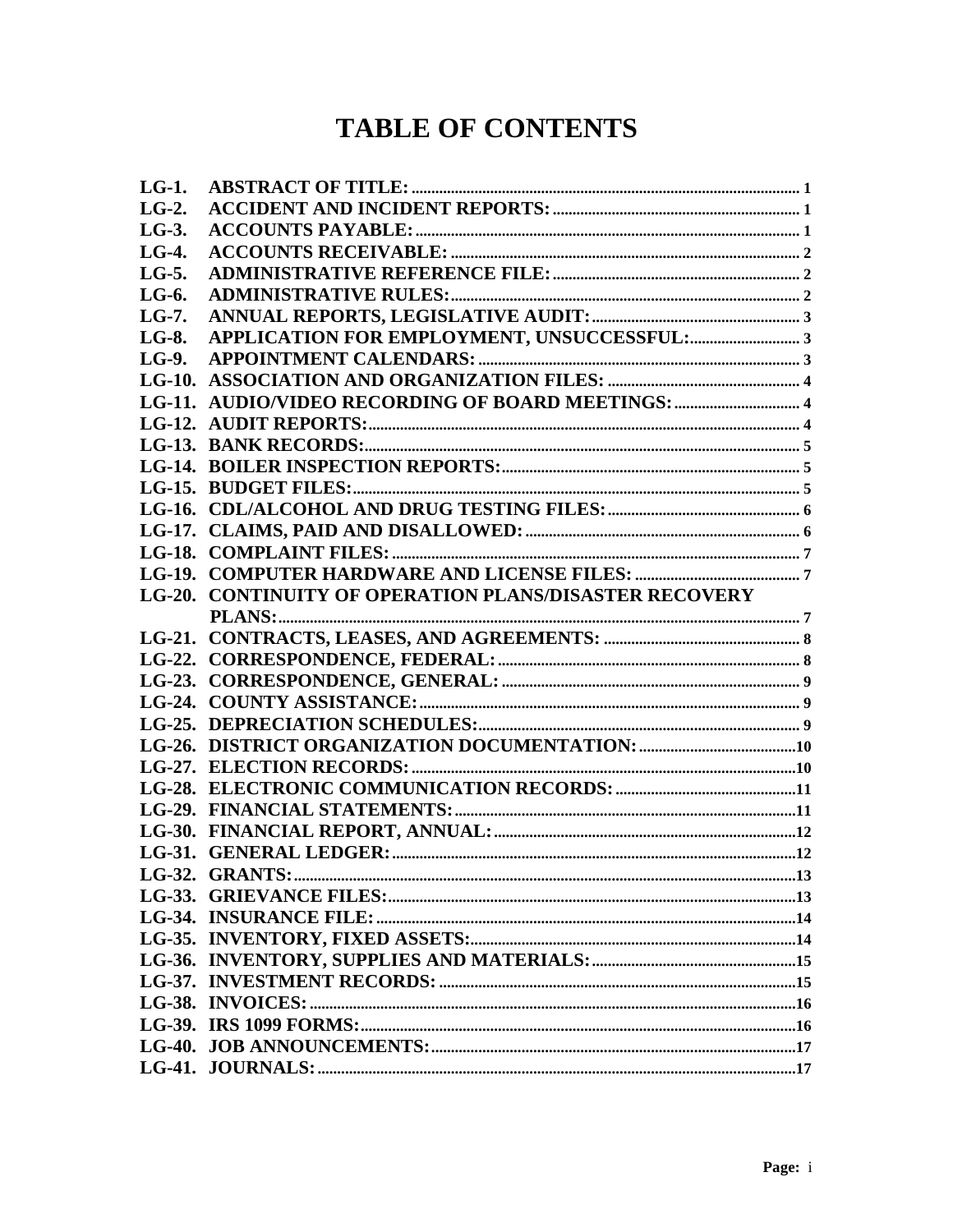# TABLE OF CONTENTS

| | | |
|---|---|---|
| LG-1. | ABSTRACT OF TITLE: | 1 |
| LG-2. | ACCIDENT AND INCIDENT REPORTS: | 1 |
| LG-3. | ACCOUNTS PAYABLE: | 1 |
| LG-4. | ACCOUNTS RECEIVABLE: | 2 |
| LG-5. | ADMINISTRATIVE REFERENCE FILE: | 2 |
| LG-6. | ADMINISTRATIVE RULES: | 2 |
| LG-7. | ANNUAL REPORTS, LEGISLATIVE AUDIT: | 3 |
| LG-8. | APPLICATION FOR EMPLOYMENT, UNSUCCESSFUL: | 3 |
| LG-9. | APPOINTMENT CALENDARS: | 3 |
| LG-10. | ASSOCIATION AND ORGANIZATION FILES: | 4 |
| LG-11. | AUDIO/VIDEO RECORDING OF BOARD MEETINGS: | 4 |
| LG-12. | AUDIT REPORTS: | 4 |
| LG-13. | BANK RECORDS: | 5 |
| LG-14. | BOILER INSPECTION REPORTS: | 5 |
| LG-15. | BUDGET FILES: | 5 |
| LG-16. | CDL/ALCOHOL AND DRUG TESTING FILES: | 6 |
| LG-17. | CLAIMS, PAID AND DISALLOWED: | 6 |
| LG-18. | COMPLAINT FILES: | 7 |
| LG-19. | COMPUTER HARDWARE AND LICENSE FILES: | 7 |
| LG-20. | CONTINUITY OF OPERATION PLANS/DISASTER RECOVERY PLANS: | 7 |
| LG-21. | CONTRACTS, LEASES, AND AGREEMENTS: | 8 |
| LG-22. | CORRESPONDENCE, FEDERAL: | 8 |
| LG-23. | CORRESPONDENCE, GENERAL: | 9 |
| LG-24. | COUNTY ASSISTANCE: | 9 |
| LG-25. | DEPRECIATION SCHEDULES: | 9 |
| LG-26. | DISTRICT ORGANIZATION DOCUMENTATION: | 10 |
| LG-27. | ELECTION RECORDS: | 10 |
| LG-28. | ELECTRONIC COMMUNICATION RECORDS: | 11 |
| LG-29. | FINANCIAL STATEMENTS: | 11 |
| LG-30. | FINANCIAL REPORT, ANNUAL: | 12 |
| LG-31. | GENERAL LEDGER: | 12 |
| LG-32. | GRANTS: | 13 |
| LG-33. | GRIEVANCE FILES: | 13 |
| LG-34. | INSURANCE FILE: | 14 |
| LG-35. | INVENTORY, FIXED ASSETS: | 14 |
| LG-36. | INVENTORY, SUPPLIES AND MATERIALS: | 15 |
| LG-37. | INVESTMENT RECORDS: | 15 |
| LG-38. | INVOICES: | 16 |
| LG-39. | IRS 1099 FORMS: | 16 |
| LG-40. | JOB ANNOUNCEMENTS: | 17 |
| LG-41. | JOURNALS: | 17 |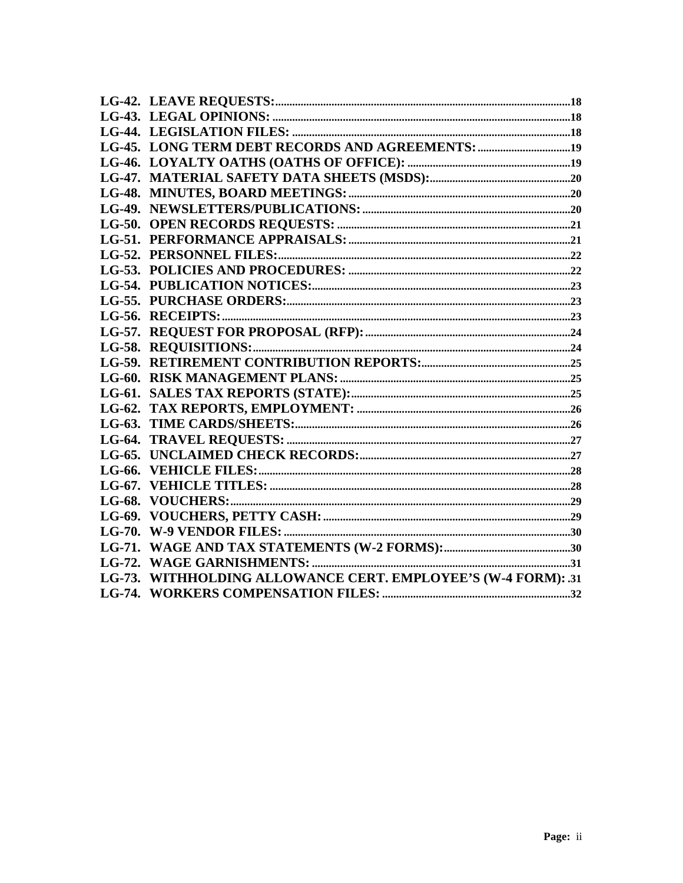**LG-42. LEAVE REQUESTS:** ..................................................................................................18
**LG-43. LEGAL OPINIONS:** ...............................................................................................18
**LG-44. LEGISLATION FILES:** ..........................................................................................18
**LG-45. LONG TERM DEBT RECORDS AND AGREEMENTS:** ................................19
**LG-46. LOYALTY OATHS (OATHS OF OFFICE):** ..........................................................19
**LG-47. MATERIAL SAFETY DATA SHEETS (MSDS):** ..................................................20
**LG-48. MINUTES, BOARD MEETINGS:** .............................................................................20
**LG-49. NEWSLETTERS/PUBLICATIONS:** ........................................................................20
**LG-50. OPEN RECORDS REQUESTS:** ...............................................................................21
**LG-51. PERFORMANCE APPRAISALS:** ............................................................................21
**LG-52. PERSONNEL FILES:** ..............................................................................................22
**LG-53. POLICIES AND PROCEDURES:** .............................................................................22
**LG-54. PUBLICATION NOTICES:** .....................................................................................23
**LG-55. PURCHASE ORDERS:** ...........................................................................................23
**LG-56. RECEIPTS:** ..........................................................................................................23
**LG-57. REQUEST FOR PROPOSAL (RFP):** ........................................................................24
**LG-58. REQUISITIONS:** ....................................................................................................24
**LG-59. RETIREMENT CONTRIBUTION REPORTS:** ...........................................................25
**LG-60. RISK MANAGEMENT PLANS:** ...............................................................................25
**LG-61. SALES TAX REPORTS (STATE):** ............................................................................25
**LG-62. TAX REPORTS, EMPLOYMENT:** ............................................................................26
**LG-63. TIME CARDS/SHEETS:** ..........................................................................................26
**LG-64. TRAVEL REQUESTS:** .............................................................................................27
**LG-65. UNCLAIMED CHECK RECORDS:** ............................................................................27
**LG-66. VEHICLE FILES:** ....................................................................................................28
**LG-67. VEHICLE TITLES:** ..................................................................................................28
**LG-68. VOUCHERS:** ..........................................................................................................29
**LG-69. VOUCHERS, PETTY CASH:** .....................................................................................29
**LG-70. W-9 VENDOR FILES:** ..............................................................................................30
**LG-71. WAGE AND TAX STATEMENTS (W-2 FORMS):** ........................................................30
**LG-72. WAGE GARNISHMENTS:** .........................................................................................31
**LG-73. WITHHOLDING ALLOWANCE CERT. EMPLOYEE'S (W-4 FORM):** .31
**LG-74. WORKERS COMPENSATION FILES:** ........................................................................32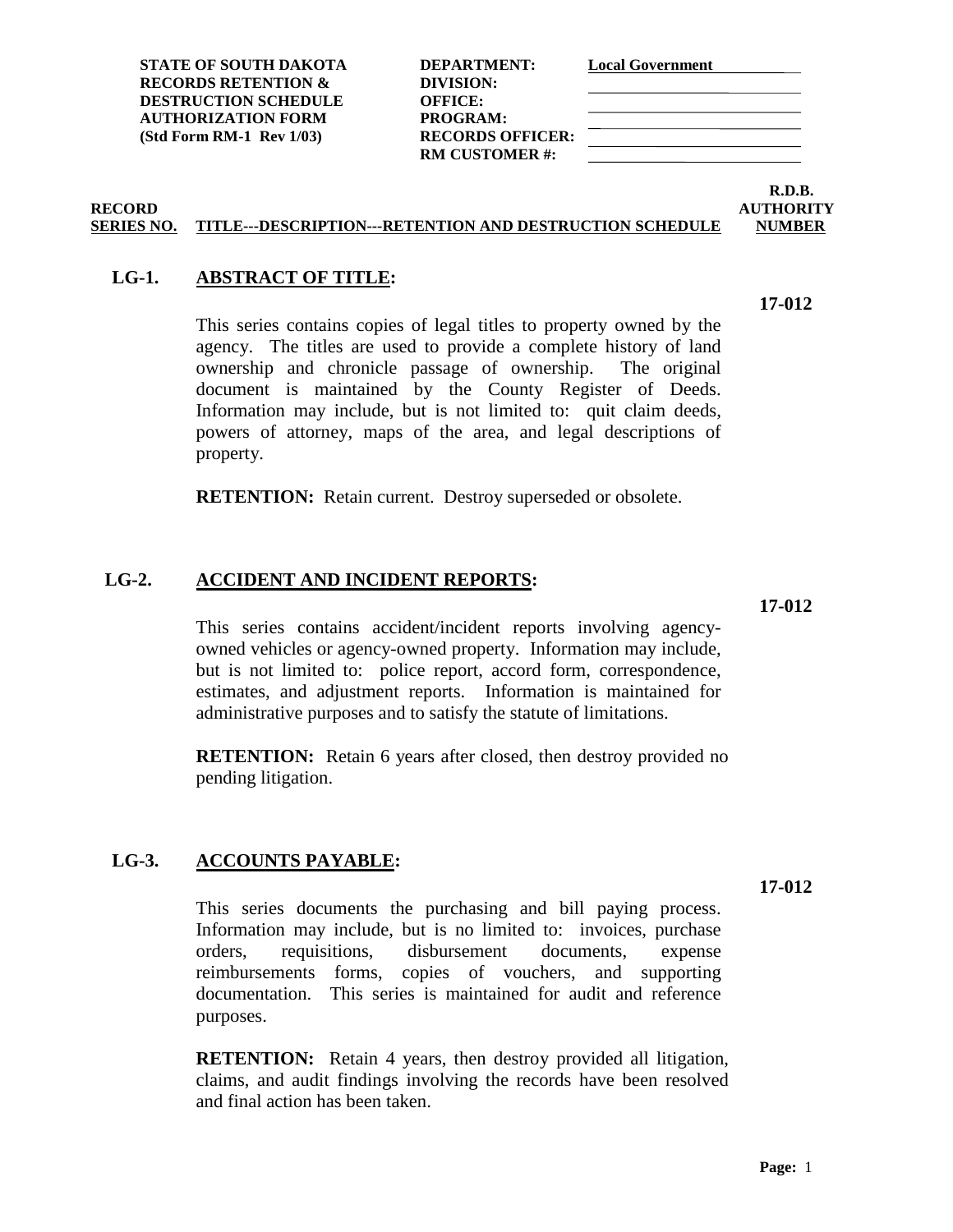| STATE OF SOUTH DAKOTA RECORDS RETENTION & DESTRUCTION SCHEDULE AUTHORIZATION FORM (Std Form RM-1 Rev 1/03) | | |
|---|---|---|
| | DEPARTMENT: | Local Government |
| | DIVISION: | |
| | OFFICE: | |
| | PROGRAM: | |
| | RECORDS OFFICER: | |
| | RM CUSTOMER #: | |

| RECORD SERIES NO. | TITLE---DESCRIPTION---RETENTION AND DESTRUCTION SCHEDULE | R.D.B. AUTHORITY NUMBER |
|---|---|---|

**LG-1. ABSTRACT OF TITLE:** **17-012**

This series contains copies of legal titles to property owned by the agency. The titles are used to provide a complete history of land ownership and chronicle passage of ownership. The original document is maintained by the County Register of Deeds. Information may include, but is not limited to: quit claim deeds, powers of attorney, maps of the area, and legal descriptions of property.

**RETENTION:** Retain current. Destroy superseded or obsolete.

**LG-2. ACCIDENT AND INCIDENT REPORTS:** **17-012**

This series contains accident/incident reports involving agency-owned vehicles or agency-owned property. Information may include, but is not limited to: police report, accord form, correspondence, estimates, and adjustment reports. Information is maintained for administrative purposes and to satisfy the statute of limitations.

**RETENTION:** Retain 6 years after closed, then destroy provided no pending litigation.

**LG-3. ACCOUNTS PAYABLE:** **17-012**

This series documents the purchasing and bill paying process. Information may include, but is no limited to: invoices, purchase orders, requisitions, disbursement documents, expense reimbursements forms, copies of vouchers, and supporting documentation. This series is maintained for audit and reference purposes.

**RETENTION:** Retain 4 years, then destroy provided all litigation, claims, and audit findings involving the records have been resolved and final action has been taken.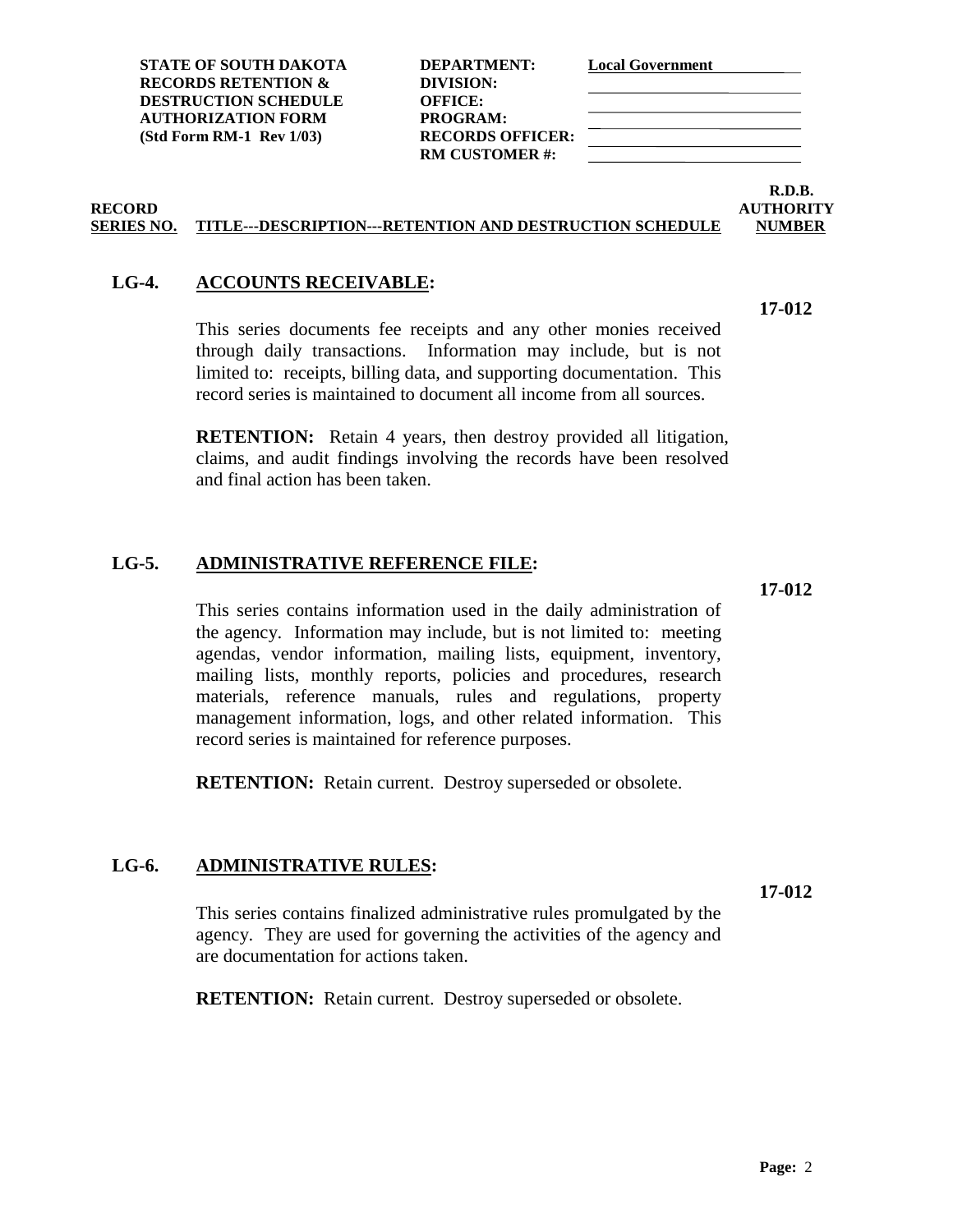| | | | |
|---|---|---|---|
| **STATE OF SOUTH DAKOTA** | **DEPARTMENT:** | **Local Government** | |
| **RECORDS RETENTION &** | **DIVISION:** | | |
| **DESTRUCTION SCHEDULE** | **OFFICE:** | | |
| **AUTHORIZATION FORM** | **PROGRAM:** | | |
| **(Std Form RM-1 Rev 1/03)** | **RECORDS OFFICER:** | | |
| | **RM CUSTOMER #:** | | |

| **RECORD SERIES NO.** | **TITLE---DESCRIPTION---RETENTION AND DESTRUCTION SCHEDULE** | **R.D.B. AUTHORITY NUMBER** |
|---|---|---|

**LG-4. ACCOUNTS RECEIVABLE:** **17-012**

This series documents fee receipts and any other monies received through daily transactions. Information may include, but is not limited to: receipts, billing data, and supporting documentation. This record series is maintained to document all income from all sources.

**RETENTION:** Retain 4 years, then destroy provided all litigation, claims, and audit findings involving the records have been resolved and final action has been taken.

**LG-5. ADMINISTRATIVE REFERENCE FILE:** **17-012**

This series contains information used in the daily administration of the agency. Information may include, but is not limited to: meeting agendas, vendor information, mailing lists, equipment, inventory, mailing lists, monthly reports, policies and procedures, research materials, reference manuals, rules and regulations, property management information, logs, and other related information. This record series is maintained for reference purposes.

**RETENTION:** Retain current. Destroy superseded or obsolete.

**LG-6. ADMINISTRATIVE RULES:** **17-012**

This series contains finalized administrative rules promulgated by the agency. They are used for governing the activities of the agency and are documentation for actions taken.

**RETENTION:** Retain current. Destroy superseded or obsolete.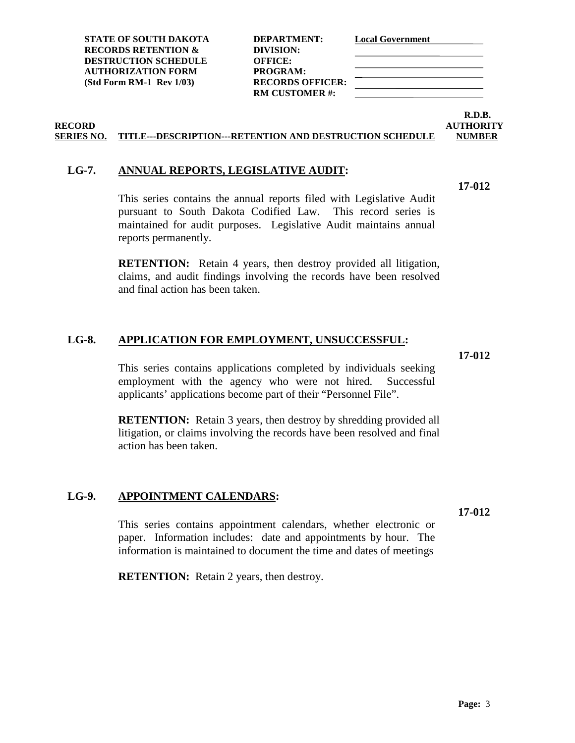**STATE OF SOUTH DAKOTA**
**RECORDS RETENTION &**
**DESTRUCTION SCHEDULE**
**AUTHORIZATION FORM**
**(Std Form RM-1 Rev 1/03)**

**DEPARTMENT:** Local Government
**DIVISION:**
**OFFICE:**
**PROGRAM:**
**RECORDS OFFICER:**
**RM CUSTOMER #:**

| RECORD SERIES NO. | TITLE---DESCRIPTION---RETENTION AND DESTRUCTION SCHEDULE | R.D.B. AUTHORITY NUMBER |
|---|---|---|

**LG-7. ANNUAL REPORTS, LEGISLATIVE AUDIT:** **17-012**

This series contains the annual reports filed with Legislative Audit pursuant to South Dakota Codified Law. This record series is maintained for audit purposes. Legislative Audit maintains annual reports permanently.

**RETENTION:** Retain 4 years, then destroy provided all litigation, claims, and audit findings involving the records have been resolved and final action has been taken.

**LG-8. APPLICATION FOR EMPLOYMENT, UNSUCCESSFUL:** **17-012**

This series contains applications completed by individuals seeking employment with the agency who were not hired. Successful applicants' applications become part of their "Personnel File".

**RETENTION:** Retain 3 years, then destroy by shredding provided all litigation, or claims involving the records have been resolved and final action has been taken.

**LG-9. APPOINTMENT CALENDARS:** **17-012**

This series contains appointment calendars, whether electronic or paper. Information includes: date and appointments by hour. The information is maintained to document the time and dates of meetings

**RETENTION:** Retain 2 years, then destroy.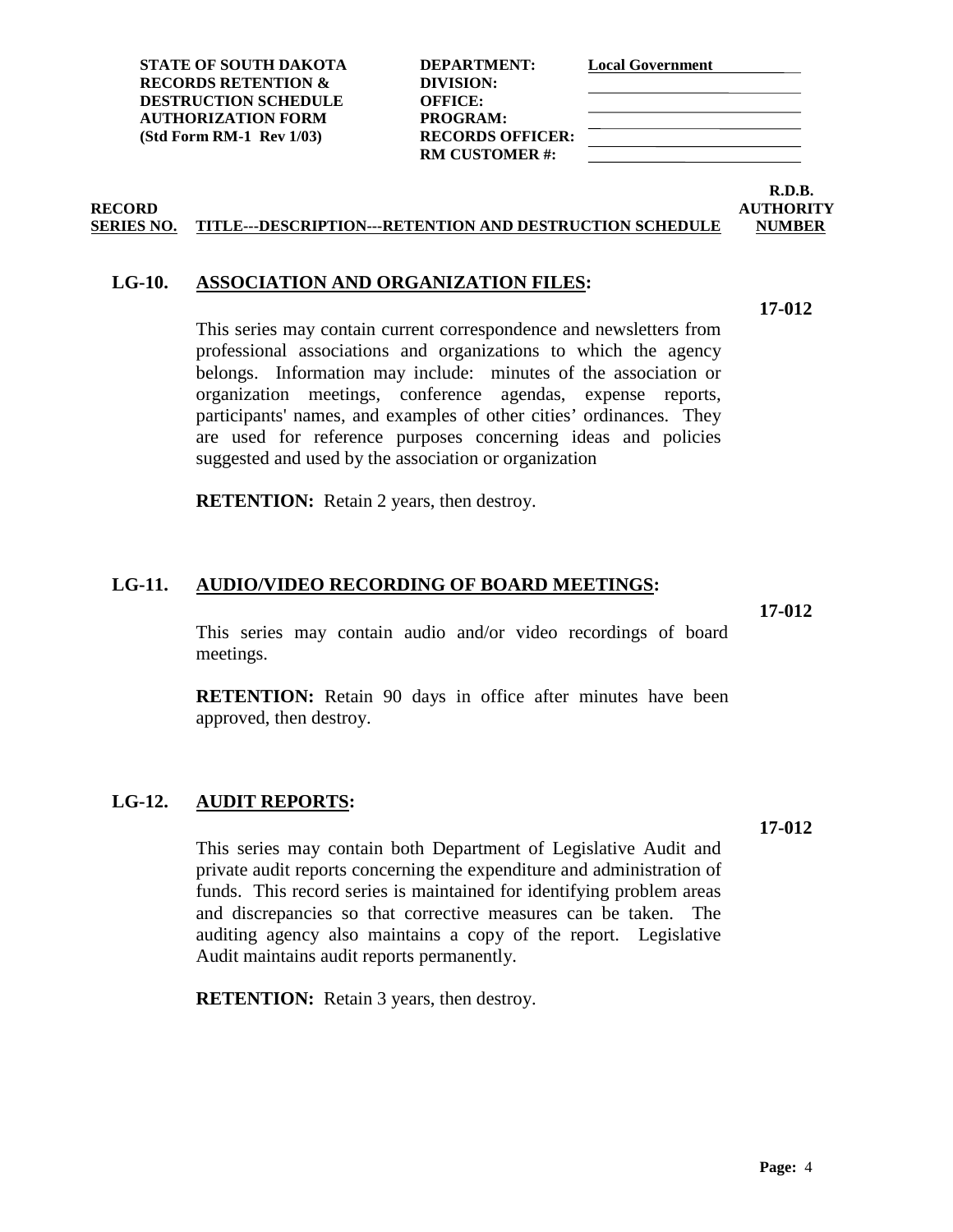| STATE OF SOUTH DAKOTA RECORDS RETENTION & DESTRUCTION SCHEDULE AUTHORIZATION FORM (Std Form RM-1 Rev 1/03) | DEPARTMENT: | Local Government |
| --- | --- | --- |
| | DIVISION: | |
| | OFFICE: | |
| | PROGRAM: | |
| | RECORDS OFFICER: | |
| | RM CUSTOMER #: | |

| RECORD SERIES NO. | TITLE---DESCRIPTION---RETENTION AND DESTRUCTION SCHEDULE | R.D.B. AUTHORITY NUMBER |
| --- | --- | --- |

## LG-10. ASSOCIATION AND ORGANIZATION FILES:

**17-012**

This series may contain current correspondence and newsletters from professional associations and organizations to which the agency belongs. Information may include: minutes of the association or organization meetings, conference agendas, expense reports, participants' names, and examples of other cities' ordinances. They are used for reference purposes concerning ideas and policies suggested and used by the association or organization

**RETENTION:** Retain 2 years, then destroy.

## LG-11. AUDIO/VIDEO RECORDING OF BOARD MEETINGS:

**17-012**

This series may contain audio and/or video recordings of board meetings.

**RETENTION:** Retain 90 days in office after minutes have been approved, then destroy.

## LG-12. AUDIT REPORTS:

**17-012**

This series may contain both Department of Legislative Audit and private audit reports concerning the expenditure and administration of funds. This record series is maintained for identifying problem areas and discrepancies so that corrective measures can be taken. The auditing agency also maintains a copy of the report. Legislative Audit maintains audit reports permanently.

**RETENTION:** Retain 3 years, then destroy.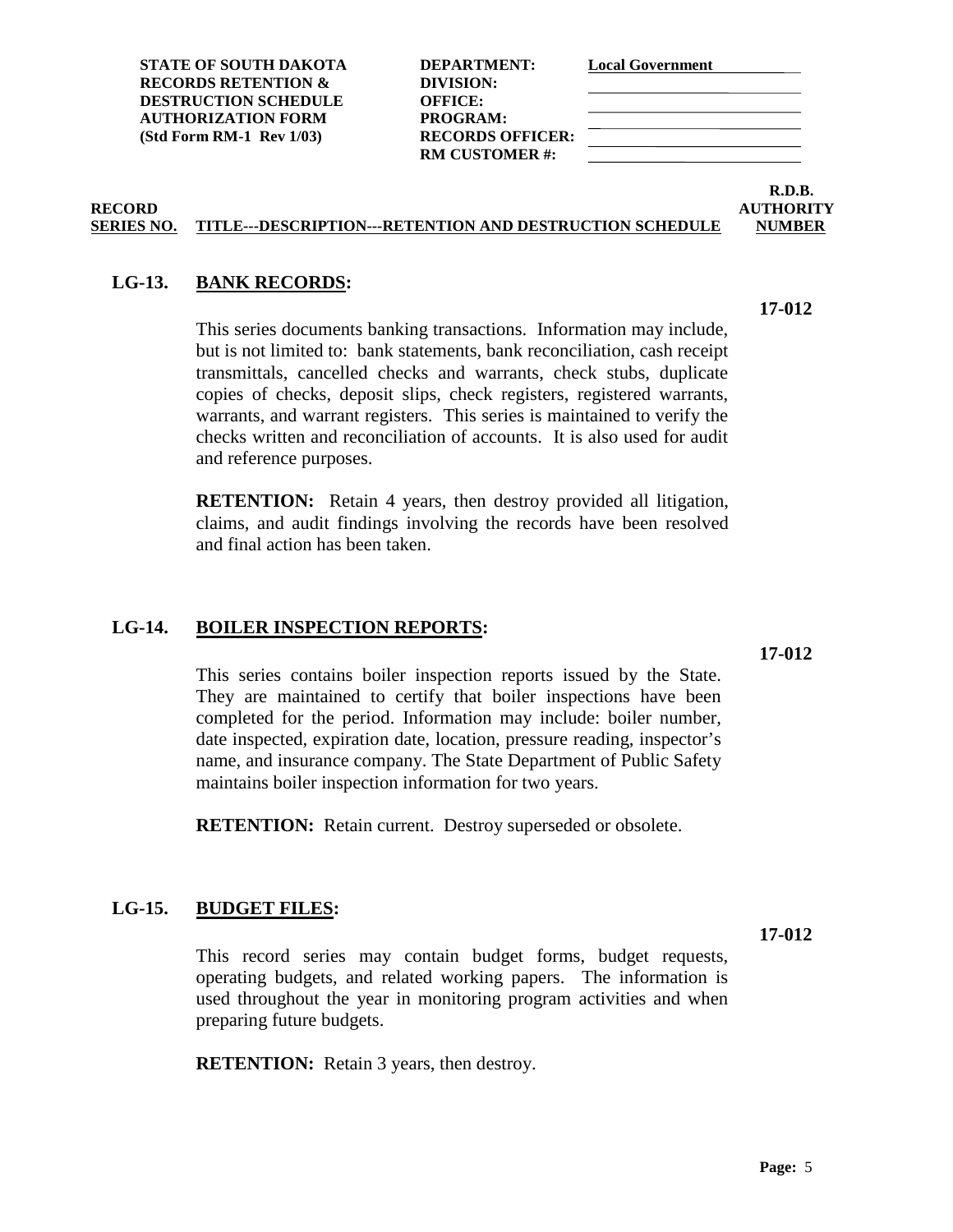**STATE OF SOUTH DAKOTA**
**RECORDS RETENTION &**
**DESTRUCTION SCHEDULE**
**AUTHORIZATION FORM**
**(Std Form RM-1 Rev 1/03)**

**DEPARTMENT:** Local Government
**DIVISION:**
**OFFICE:**
**PROGRAM:**
**RECORDS OFFICER:**
**RM CUSTOMER #:**

| RECORD SERIES NO. | TITLE---DESCRIPTION---RETENTION AND DESTRUCTION SCHEDULE | R.D.B. AUTHORITY NUMBER |
|---|---|---|

## LG-13. BANK RECORDS:

**17-012**

This series documents banking transactions. Information may include, but is not limited to: bank statements, bank reconciliation, cash receipt transmittals, cancelled checks and warrants, check stubs, duplicate copies of checks, deposit slips, check registers, registered warrants, warrants, and warrant registers. This series is maintained to verify the checks written and reconciliation of accounts. It is also used for audit and reference purposes.

**RETENTION:** Retain 4 years, then destroy provided all litigation, claims, and audit findings involving the records have been resolved and final action has been taken.

## LG-14. BOILER INSPECTION REPORTS:

**17-012**

This series contains boiler inspection reports issued by the State. They are maintained to certify that boiler inspections have been completed for the period. Information may include: boiler number, date inspected, expiration date, location, pressure reading, inspector's name, and insurance company. The State Department of Public Safety maintains boiler inspection information for two years.

**RETENTION:** Retain current. Destroy superseded or obsolete.

## LG-15. BUDGET FILES:

**17-012**

This record series may contain budget forms, budget requests, operating budgets, and related working papers. The information is used throughout the year in monitoring program activities and when preparing future budgets.

**RETENTION:** Retain 3 years, then destroy.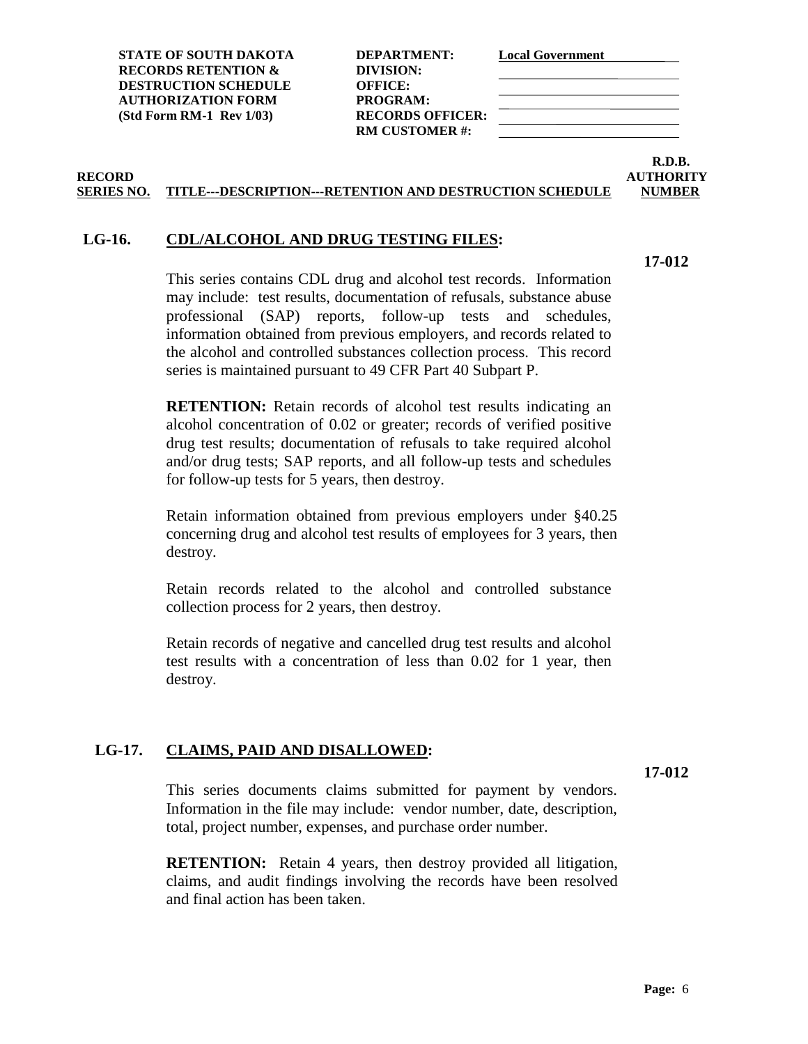**STATE OF SOUTH DAKOTA**
**RECORDS RETENTION &**
**DESTRUCTION SCHEDULE**
**AUTHORIZATION FORM**
**(Std Form RM-1 Rev 1/03)**

**DEPARTMENT:** Local Government
**DIVISION:**
**OFFICE:**
**PROGRAM:**
**RECORDS OFFICER:**
**RM CUSTOMER #:**

| RECORD SERIES NO. | TITLE---DESCRIPTION---RETENTION AND DESTRUCTION SCHEDULE | R.D.B. AUTHORITY NUMBER |
|---|---|---|

## LG-16. CDL/ALCOHOL AND DRUG TESTING FILES:

**17-012**

This series contains CDL drug and alcohol test records. Information may include: test results, documentation of refusals, substance abuse professional (SAP) reports, follow-up tests and schedules, information obtained from previous employers, and records related to the alcohol and controlled substances collection process. This record series is maintained pursuant to 49 CFR Part 40 Subpart P.

**RETENTION:** Retain records of alcohol test results indicating an alcohol concentration of 0.02 or greater; records of verified positive drug test results; documentation of refusals to take required alcohol and/or drug tests; SAP reports, and all follow-up tests and schedules for follow-up tests for 5 years, then destroy.

Retain information obtained from previous employers under §40.25 concerning drug and alcohol test results of employees for 3 years, then destroy.

Retain records related to the alcohol and controlled substance collection process for 2 years, then destroy.

Retain records of negative and cancelled drug test results and alcohol test results with a concentration of less than 0.02 for 1 year, then destroy.

## LG-17. CLAIMS, PAID AND DISALLOWED:

**17-012**

This series documents claims submitted for payment by vendors. Information in the file may include: vendor number, date, description, total, project number, expenses, and purchase order number.

**RETENTION:** Retain 4 years, then destroy provided all litigation, claims, and audit findings involving the records have been resolved and final action has been taken.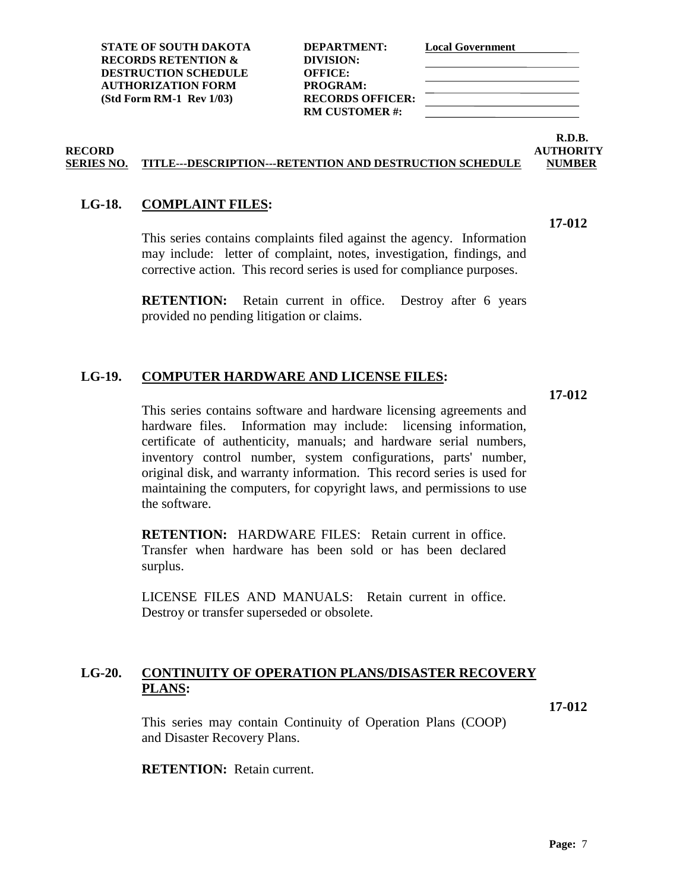| STATE OF SOUTH DAKOTA | DEPARTMENT: | Local Government |
|---|---|---|
| RECORDS RETENTION & | DIVISION: | |
| DESTRUCTION SCHEDULE | OFFICE: | |
| AUTHORIZATION FORM | PROGRAM: | |
| (Std Form RM-1 Rev 1/03) | RECORDS OFFICER: | |
| | RM CUSTOMER #: | |

| RECORD SERIES NO. | TITLE---DESCRIPTION---RETENTION AND DESTRUCTION SCHEDULE | R.D.B. AUTHORITY NUMBER |
|---|---|---|

**LG-18. COMPLAINT FILES:** — **17-012**

This series contains complaints filed against the agency. Information may include: letter of complaint, notes, investigation, findings, and corrective action. This record series is used for compliance purposes.

**RETENTION:** Retain current in office. Destroy after 6 years provided no pending litigation or claims.

**LG-19. COMPUTER HARDWARE AND LICENSE FILES:** — **17-012**

This series contains software and hardware licensing agreements and hardware files. Information may include: licensing information, certificate of authenticity, manuals; and hardware serial numbers, inventory control number, system configurations, parts' number, original disk, and warranty information. This record series is used for maintaining the computers, for copyright laws, and permissions to use the software.

**RETENTION:** HARDWARE FILES: Retain current in office. Transfer when hardware has been sold or has been declared surplus.

LICENSE FILES AND MANUALS: Retain current in office. Destroy or transfer superseded or obsolete.

**LG-20. CONTINUITY OF OPERATION PLANS/DISASTER RECOVERY PLANS:** — **17-012**

This series may contain Continuity of Operation Plans (COOP) and Disaster Recovery Plans.

**RETENTION:** Retain current.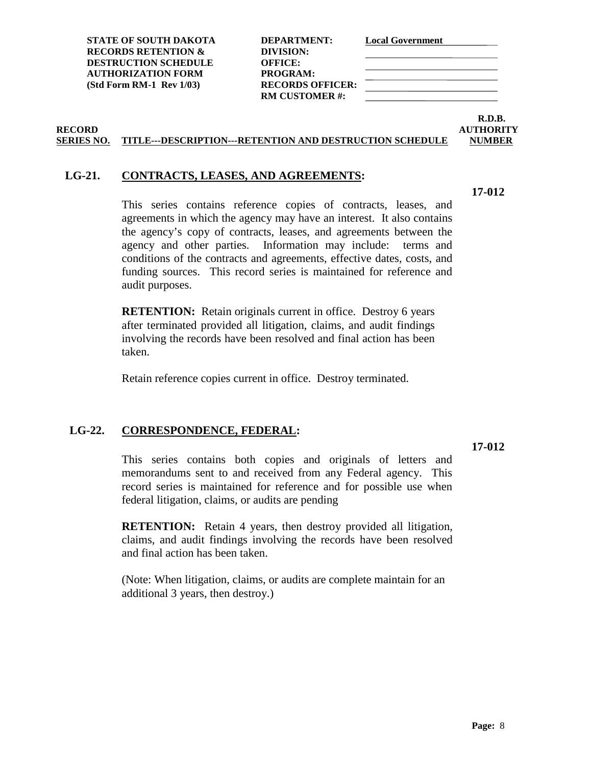**STATE OF SOUTH DAKOTA**
**RECORDS RETENTION &**
**DESTRUCTION SCHEDULE**
**AUTHORIZATION FORM**
**(Std Form RM-1 Rev 1/03)**

**DEPARTMENT:** Local Government
**DIVISION:**
**OFFICE:**
**PROGRAM:**
**RECORDS OFFICER:**
**RM CUSTOMER #:**

| RECORD SERIES NO. | TITLE---DESCRIPTION---RETENTION AND DESTRUCTION SCHEDULE | R.D.B. AUTHORITY NUMBER |
|---|---|---|

## LG-21. CONTRACTS, LEASES, AND AGREEMENTS:

**17-012**

This series contains reference copies of contracts, leases, and agreements in which the agency may have an interest. It also contains the agency's copy of contracts, leases, and agreements between the agency and other parties. Information may include: terms and conditions of the contracts and agreements, effective dates, costs, and funding sources. This record series is maintained for reference and audit purposes.

**RETENTION:** Retain originals current in office. Destroy 6 years after terminated provided all litigation, claims, and audit findings involving the records have been resolved and final action has been taken.

Retain reference copies current in office. Destroy terminated.

## LG-22. CORRESPONDENCE, FEDERAL:

**17-012**

This series contains both copies and originals of letters and memorandums sent to and received from any Federal agency. This record series is maintained for reference and for possible use when federal litigation, claims, or audits are pending

**RETENTION:** Retain 4 years, then destroy provided all litigation, claims, and audit findings involving the records have been resolved and final action has been taken.

(Note: When litigation, claims, or audits are complete maintain for an additional 3 years, then destroy.)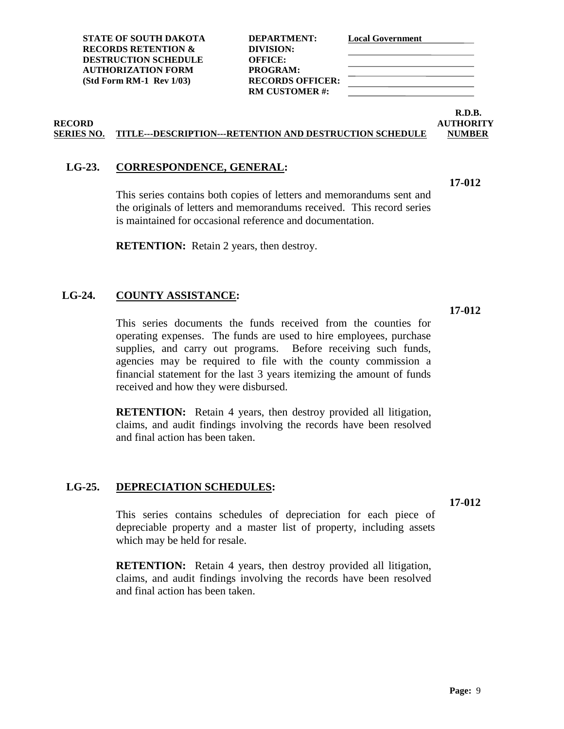**STATE OF SOUTH DAKOTA**
**RECORDS RETENTION & DESTRUCTION SCHEDULE AUTHORIZATION FORM**
**(Std Form RM-1 Rev 1/03)**

**DEPARTMENT:** Local Government
**DIVISION:**
**OFFICE:**
**PROGRAM:**
**RECORDS OFFICER:**
**RM CUSTOMER #:**

| RECORD SERIES NO. | TITLE---DESCRIPTION---RETENTION AND DESTRUCTION SCHEDULE | R.D.B. AUTHORITY NUMBER |
|---|---|---|

**LG-23. CORRESPONDENCE, GENERAL:** **17-012**

This series contains both copies of letters and memorandums sent and the originals of letters and memorandums received. This record series is maintained for occasional reference and documentation.

**RETENTION:** Retain 2 years, then destroy.

**LG-24. COUNTY ASSISTANCE:** **17-012**

This series documents the funds received from the counties for operating expenses. The funds are used to hire employees, purchase supplies, and carry out programs. Before receiving such funds, agencies may be required to file with the county commission a financial statement for the last 3 years itemizing the amount of funds received and how they were disbursed.

**RETENTION:** Retain 4 years, then destroy provided all litigation, claims, and audit findings involving the records have been resolved and final action has been taken.

**LG-25. DEPRECIATION SCHEDULES:** **17-012**

This series contains schedules of depreciation for each piece of depreciable property and a master list of property, including assets which may be held for resale.

**RETENTION:** Retain 4 years, then destroy provided all litigation, claims, and audit findings involving the records have been resolved and final action has been taken.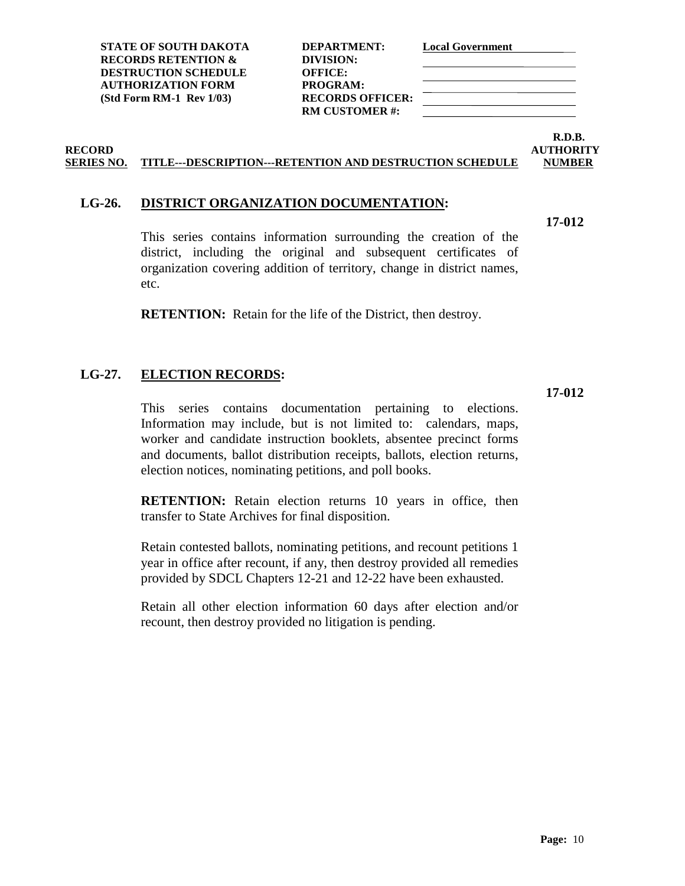| STATE OF SOUTH DAKOTA | DEPARTMENT: | Local Government |
| --- | --- | --- |
| RECORDS RETENTION & | DIVISION: | |
| DESTRUCTION SCHEDULE | OFFICE: | |
| AUTHORIZATION FORM | PROGRAM: | |
| (Std Form RM-1 Rev 1/03) | RECORDS OFFICER: | |
| | RM CUSTOMER #: | |

| RECORD SERIES NO. | TITLE---DESCRIPTION---RETENTION AND DESTRUCTION SCHEDULE | R.D.B. AUTHORITY NUMBER |
| --- | --- | --- |

**LG-26. DISTRICT ORGANIZATION DOCUMENTATION:** **17-012**

This series contains information surrounding the creation of the district, including the original and subsequent certificates of organization covering addition of territory, change in district names, etc.

**RETENTION:** Retain for the life of the District, then destroy.

**LG-27. ELECTION RECORDS:** **17-012**

This series contains documentation pertaining to elections. Information may include, but is not limited to: calendars, maps, worker and candidate instruction booklets, absentee precinct forms and documents, ballot distribution receipts, ballots, election returns, election notices, nominating petitions, and poll books.

**RETENTION:** Retain election returns 10 years in office, then transfer to State Archives for final disposition.

Retain contested ballots, nominating petitions, and recount petitions 1 year in office after recount, if any, then destroy provided all remedies provided by SDCL Chapters 12-21 and 12-22 have been exhausted.

Retain all other election information 60 days after election and/or recount, then destroy provided no litigation is pending.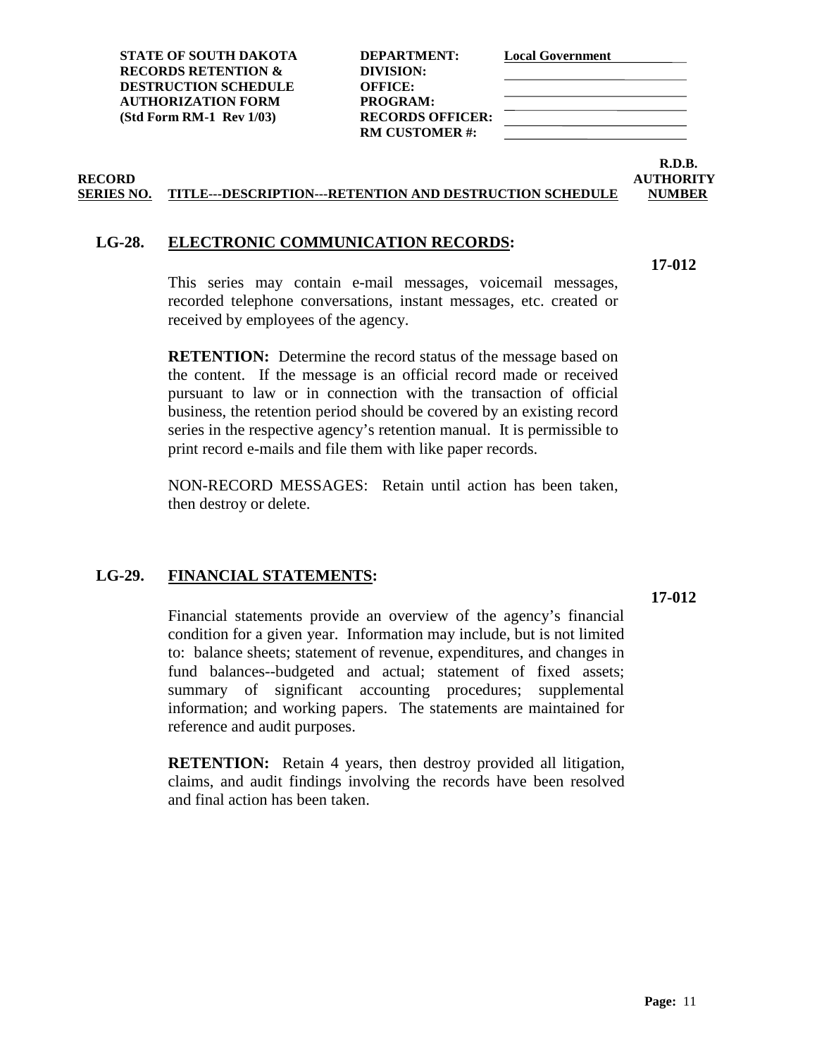| STATE OF SOUTH DAKOTA RECORDS RETENTION & DESTRUCTION SCHEDULE AUTHORIZATION FORM (Std Form RM-1 Rev 1/03) | DEPARTMENT: | Local Government |
| --- | --- | --- |
| | DIVISION: | |
| | OFFICE: | |
| | PROGRAM: | |
| | RECORDS OFFICER: | |
| | RM CUSTOMER #: | |

| RECORD SERIES NO. | TITLE---DESCRIPTION---RETENTION AND DESTRUCTION SCHEDULE | R.D.B. AUTHORITY NUMBER |
| --- | --- | --- |

## LG-28. ELECTRONIC COMMUNICATION RECORDS:

**17-012**

This series may contain e-mail messages, voicemail messages, recorded telephone conversations, instant messages, etc. created or received by employees of the agency.

**RETENTION:** Determine the record status of the message based on the content. If the message is an official record made or received pursuant to law or in connection with the transaction of official business, the retention period should be covered by an existing record series in the respective agency's retention manual. It is permissible to print record e-mails and file them with like paper records.

NON-RECORD MESSAGES: Retain until action has been taken, then destroy or delete.

## LG-29. FINANCIAL STATEMENTS:

**17-012**

Financial statements provide an overview of the agency's financial condition for a given year. Information may include, but is not limited to: balance sheets; statement of revenue, expenditures, and changes in fund balances--budgeted and actual; statement of fixed assets; summary of significant accounting procedures; supplemental information; and working papers. The statements are maintained for reference and audit purposes.

**RETENTION:** Retain 4 years, then destroy provided all litigation, claims, and audit findings involving the records have been resolved and final action has been taken.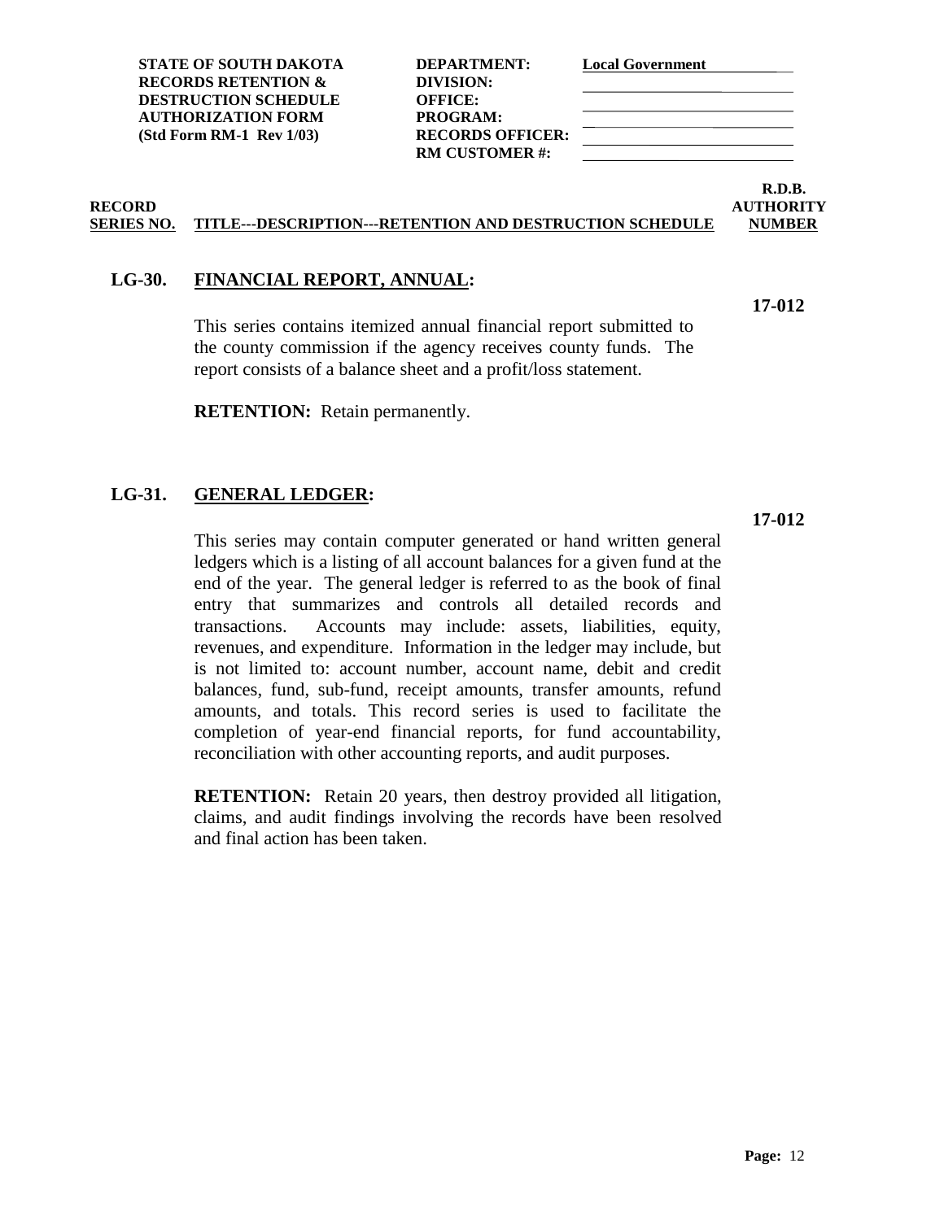| STATE OF SOUTH DAKOTA RECORDS RETENTION & DESTRUCTION SCHEDULE AUTHORIZATION FORM (Std Form RM-1 Rev 1/03) | | |
|---|---|---|
| | DEPARTMENT: | Local Government |
| | DIVISION: | |
| | OFFICE: | |
| | PROGRAM: | |
| | RECORDS OFFICER: | |
| | RM CUSTOMER #: | |

| RECORD SERIES NO. | TITLE---DESCRIPTION---RETENTION AND DESTRUCTION SCHEDULE | R.D.B. AUTHORITY NUMBER |
|---|---|---|

**LG-30. FINANCIAL REPORT, ANNUAL:** **17-012**

This series contains itemized annual financial report submitted to the county commission if the agency receives county funds. The report consists of a balance sheet and a profit/loss statement.

**RETENTION:** Retain permanently.

**LG-31. GENERAL LEDGER:** **17-012**

This series may contain computer generated or hand written general ledgers which is a listing of all account balances for a given fund at the end of the year. The general ledger is referred to as the book of final entry that summarizes and controls all detailed records and transactions. Accounts may include: assets, liabilities, equity, revenues, and expenditure. Information in the ledger may include, but is not limited to: account number, account name, debit and credit balances, fund, sub-fund, receipt amounts, transfer amounts, refund amounts, and totals. This record series is used to facilitate the completion of year-end financial reports, for fund accountability, reconciliation with other accounting reports, and audit purposes.

**RETENTION:** Retain 20 years, then destroy provided all litigation, claims, and audit findings involving the records have been resolved and final action has been taken.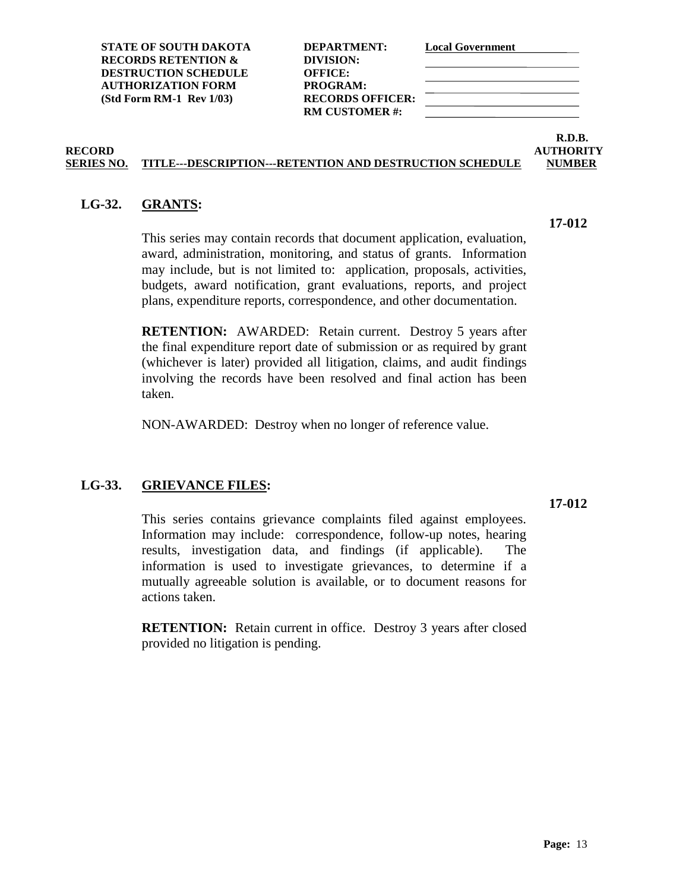**STATE OF SOUTH DAKOTA**
**RECORDS RETENTION & DESTRUCTION SCHEDULE AUTHORIZATION FORM**
**(Std Form RM-1 Rev 1/03)**

**DEPARTMENT:** Local Government
**DIVISION:**
**OFFICE:**
**PROGRAM:**
**RECORDS OFFICER:**
**RM CUSTOMER #:**

| RECORD SERIES NO. | TITLE---DESCRIPTION---RETENTION AND DESTRUCTION SCHEDULE | R.D.B. AUTHORITY NUMBER |
|---|---|---|

## LG-32. GRANTS:

**17-012**

This series may contain records that document application, evaluation, award, administration, monitoring, and status of grants. Information may include, but is not limited to: application, proposals, activities, budgets, award notification, grant evaluations, reports, and project plans, expenditure reports, correspondence, and other documentation.

**RETENTION:** AWARDED: Retain current. Destroy 5 years after the final expenditure report date of submission or as required by grant (whichever is later) provided all litigation, claims, and audit findings involving the records have been resolved and final action has been taken.

NON-AWARDED: Destroy when no longer of reference value.

## LG-33. GRIEVANCE FILES:

**17-012**

This series contains grievance complaints filed against employees. Information may include: correspondence, follow-up notes, hearing results, investigation data, and findings (if applicable). The information is used to investigate grievances, to determine if a mutually agreeable solution is available, or to document reasons for actions taken.

**RETENTION:** Retain current in office. Destroy 3 years after closed provided no litigation is pending.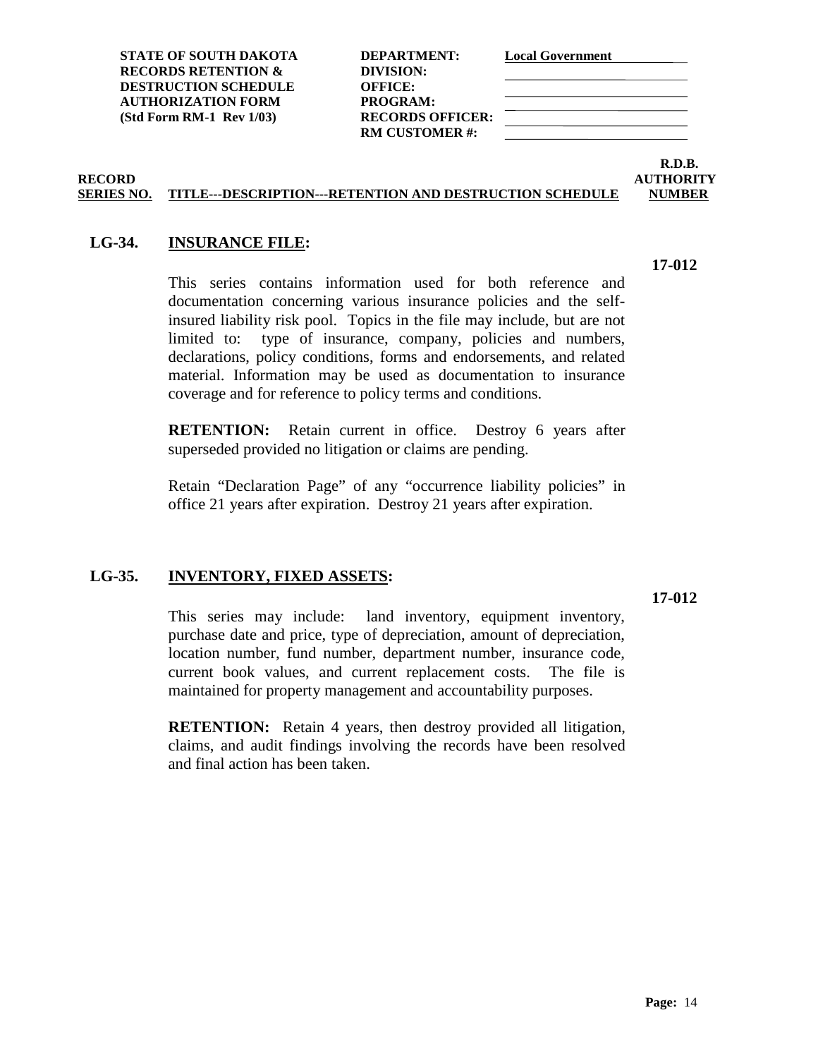| STATE OF SOUTH DAKOTA RECORDS RETENTION & DESTRUCTION SCHEDULE AUTHORIZATION FORM (Std Form RM-1 Rev 1/03) | DEPARTMENT: | Local Government |
|---|---|---|
| | DIVISION: | |
| | OFFICE: | |
| | PROGRAM: | |
| | RECORDS OFFICER: | |
| | RM CUSTOMER #: | |

| RECORD SERIES NO. | TITLE---DESCRIPTION---RETENTION AND DESTRUCTION SCHEDULE | R.D.B. AUTHORITY NUMBER |
|---|---|---|

## LG-34. INSURANCE FILE:

**17-012**

This series contains information used for both reference and documentation concerning various insurance policies and the self-insured liability risk pool. Topics in the file may include, but are not limited to: type of insurance, company, policies and numbers, declarations, policy conditions, forms and endorsements, and related material. Information may be used as documentation to insurance coverage and for reference to policy terms and conditions.

**RETENTION:** Retain current in office. Destroy 6 years after superseded provided no litigation or claims are pending.

Retain "Declaration Page" of any "occurrence liability policies" in office 21 years after expiration. Destroy 21 years after expiration.

## LG-35. INVENTORY, FIXED ASSETS:

**17-012**

This series may include: land inventory, equipment inventory, purchase date and price, type of depreciation, amount of depreciation, location number, fund number, department number, insurance code, current book values, and current replacement costs. The file is maintained for property management and accountability purposes.

**RETENTION:** Retain 4 years, then destroy provided all litigation, claims, and audit findings involving the records have been resolved and final action has been taken.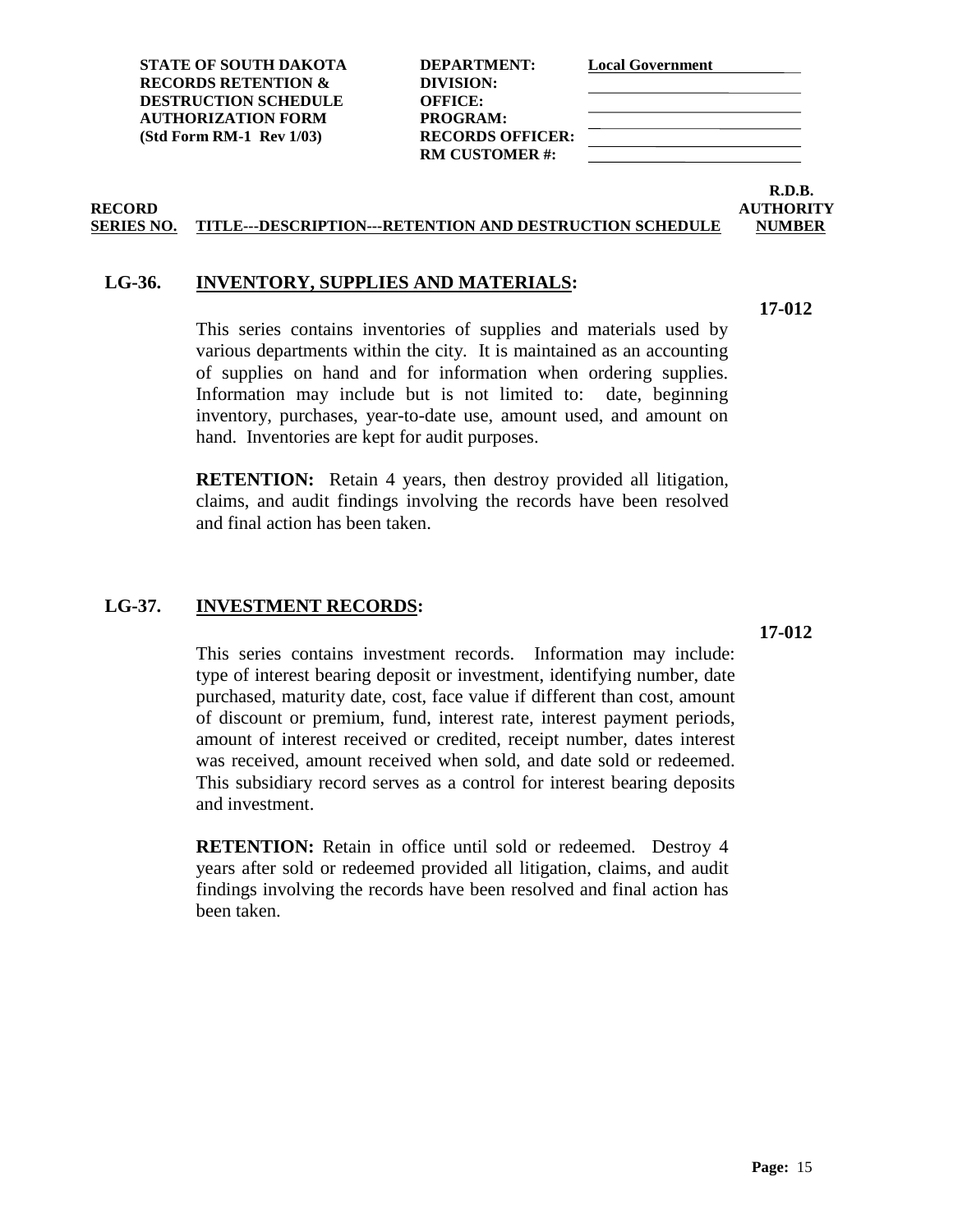| STATE OF SOUTH DAKOTA | DEPARTMENT: | Local Government |
|---|---|---|
| RECORDS RETENTION & | DIVISION: | |
| DESTRUCTION SCHEDULE | OFFICE: | |
| AUTHORIZATION FORM | PROGRAM: | |
| (Std Form RM-1 Rev 1/03) | RECORDS OFFICER: | |
| | RM CUSTOMER #: | |

| RECORD SERIES NO. | TITLE---DESCRIPTION---RETENTION AND DESTRUCTION SCHEDULE | R.D.B. AUTHORITY NUMBER |
|---|---|---|

## LG-36. INVENTORY, SUPPLIES AND MATERIALS:

**17-012**

This series contains inventories of supplies and materials used by various departments within the city. It is maintained as an accounting of supplies on hand and for information when ordering supplies. Information may include but is not limited to: date, beginning inventory, purchases, year-to-date use, amount used, and amount on hand. Inventories are kept for audit purposes.

**RETENTION:** Retain 4 years, then destroy provided all litigation, claims, and audit findings involving the records have been resolved and final action has been taken.

## LG-37. INVESTMENT RECORDS:

**17-012**

This series contains investment records. Information may include: type of interest bearing deposit or investment, identifying number, date purchased, maturity date, cost, face value if different than cost, amount of discount or premium, fund, interest rate, interest payment periods, amount of interest received or credited, receipt number, dates interest was received, amount received when sold, and date sold or redeemed. This subsidiary record serves as a control for interest bearing deposits and investment.

**RETENTION:** Retain in office until sold or redeemed. Destroy 4 years after sold or redeemed provided all litigation, claims, and audit findings involving the records have been resolved and final action has been taken.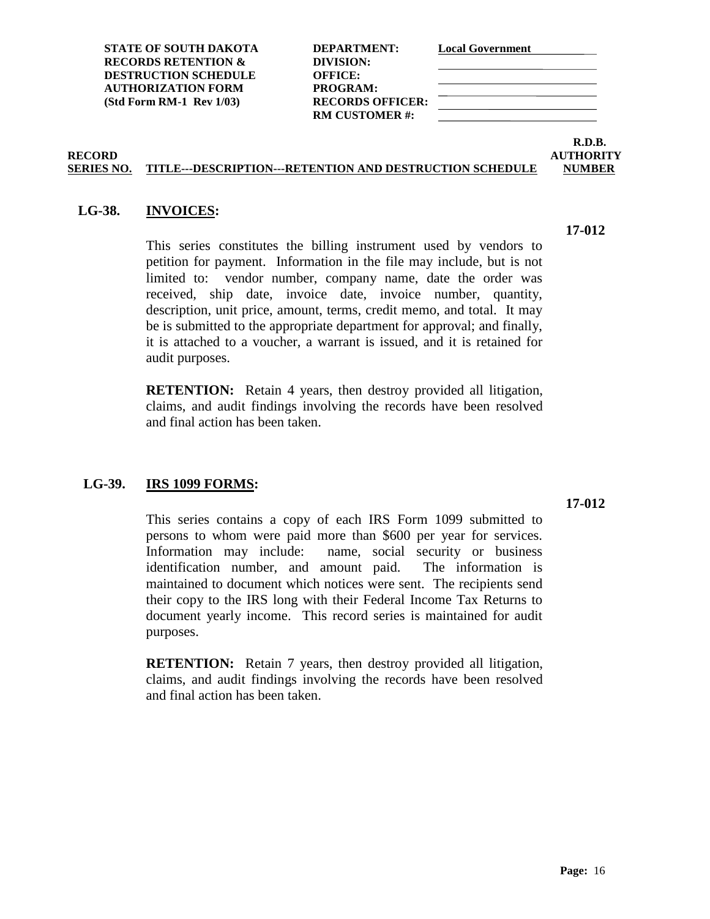| STATE OF SOUTH DAKOTA | DEPARTMENT: | Local Government |
|---|---|---|
| RECORDS RETENTION & | DIVISION: | |
| DESTRUCTION SCHEDULE | OFFICE: | |
| AUTHORIZATION FORM | PROGRAM: | |
| (Std Form RM-1 Rev 1/03) | RECORDS OFFICER: | |
| | RM CUSTOMER #: | |

| RECORD SERIES NO. | TITLE---DESCRIPTION---RETENTION AND DESTRUCTION SCHEDULE | R.D.B. AUTHORITY NUMBER |
|---|---|---|

**LG-38.** **INVOICES:** **17-012**

This series constitutes the billing instrument used by vendors to petition for payment. Information in the file may include, but is not limited to: vendor number, company name, date the order was received, ship date, invoice date, invoice number, quantity, description, unit price, amount, terms, credit memo, and total. It may be is submitted to the appropriate department for approval; and finally, it is attached to a voucher, a warrant is issued, and it is retained for audit purposes.

**RETENTION:** Retain 4 years, then destroy provided all litigation, claims, and audit findings involving the records have been resolved and final action has been taken.

**LG-39.** **IRS 1099 FORMS:** **17-012**

This series contains a copy of each IRS Form 1099 submitted to persons to whom were paid more than $600 per year for services. Information may include: name, social security or business identification number, and amount paid. The information is maintained to document which notices were sent. The recipients send their copy to the IRS long with their Federal Income Tax Returns to document yearly income. This record series is maintained for audit purposes.

**RETENTION:** Retain 7 years, then destroy provided all litigation, claims, and audit findings involving the records have been resolved and final action has been taken.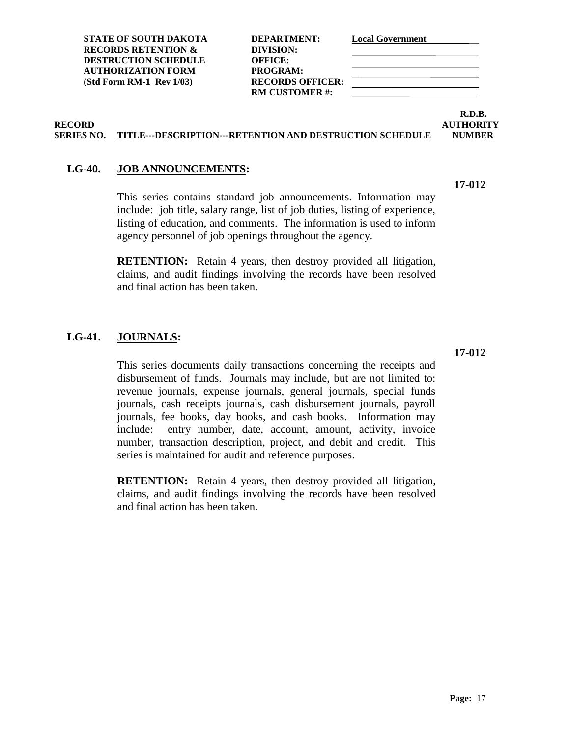| STATE OF SOUTH DAKOTA | DEPARTMENT: | Local Government |
|---|---|---|
| RECORDS RETENTION & | DIVISION: | |
| DESTRUCTION SCHEDULE | OFFICE: | |
| AUTHORIZATION FORM | PROGRAM: | |
| (Std Form RM-1 Rev 1/03) | RECORDS OFFICER: | |
| | RM CUSTOMER #: | |

| RECORD SERIES NO. | TITLE---DESCRIPTION---RETENTION AND DESTRUCTION SCHEDULE | R.D.B. AUTHORITY NUMBER |
|---|---|---|

**LG-40. JOB ANNOUNCEMENTS:** **17-012**

This series contains standard job announcements. Information may include: job title, salary range, list of job duties, listing of experience, listing of education, and comments. The information is used to inform agency personnel of job openings throughout the agency.

**RETENTION:** Retain 4 years, then destroy provided all litigation, claims, and audit findings involving the records have been resolved and final action has been taken.

**LG-41. JOURNALS:** **17-012**

This series documents daily transactions concerning the receipts and disbursement of funds. Journals may include, but are not limited to: revenue journals, expense journals, general journals, special funds journals, cash receipts journals, cash disbursement journals, payroll journals, fee books, day books, and cash books. Information may include: entry number, date, account, amount, activity, invoice number, transaction description, project, and debit and credit. This series is maintained for audit and reference purposes.

**RETENTION:** Retain 4 years, then destroy provided all litigation, claims, and audit findings involving the records have been resolved and final action has been taken.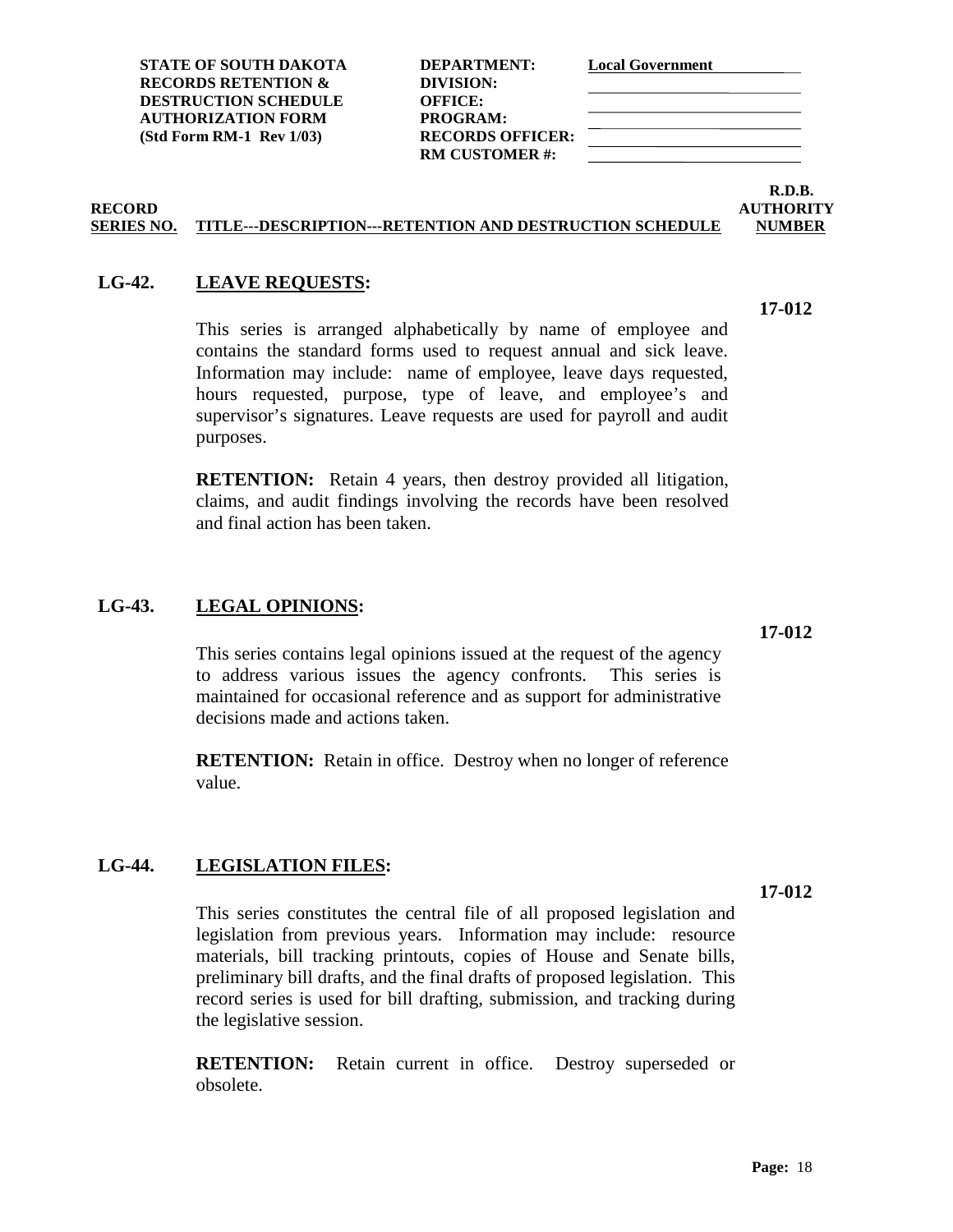| STATE OF SOUTH DAKOTA | DEPARTMENT: | Local Government |
| --- | --- | --- |
| RECORDS RETENTION & | DIVISION: | |
| DESTRUCTION SCHEDULE | OFFICE: | |
| AUTHORIZATION FORM | PROGRAM: | |
| (Std Form RM-1 Rev 1/03) | RECORDS OFFICER: | |
| | RM CUSTOMER #: | |

| RECORD SERIES NO. | TITLE---DESCRIPTION---RETENTION AND DESTRUCTION SCHEDULE | R.D.B. AUTHORITY NUMBER |
| --- | --- | --- |

## LG-42. LEAVE REQUESTS:

**17-012**

This series is arranged alphabetically by name of employee and contains the standard forms used to request annual and sick leave. Information may include: name of employee, leave days requested, hours requested, purpose, type of leave, and employee's and supervisor's signatures. Leave requests are used for payroll and audit purposes.

**RETENTION:** Retain 4 years, then destroy provided all litigation, claims, and audit findings involving the records have been resolved and final action has been taken.

## LG-43. LEGAL OPINIONS:

**17-012**

This series contains legal opinions issued at the request of the agency to address various issues the agency confronts. This series is maintained for occasional reference and as support for administrative decisions made and actions taken.

**RETENTION:** Retain in office. Destroy when no longer of reference value.

## LG-44. LEGISLATION FILES:

**17-012**

This series constitutes the central file of all proposed legislation and legislation from previous years. Information may include: resource materials, bill tracking printouts, copies of House and Senate bills, preliminary bill drafts, and the final drafts of proposed legislation. This record series is used for bill drafting, submission, and tracking during the legislative session.

**RETENTION:** Retain current in office. Destroy superseded or obsolete.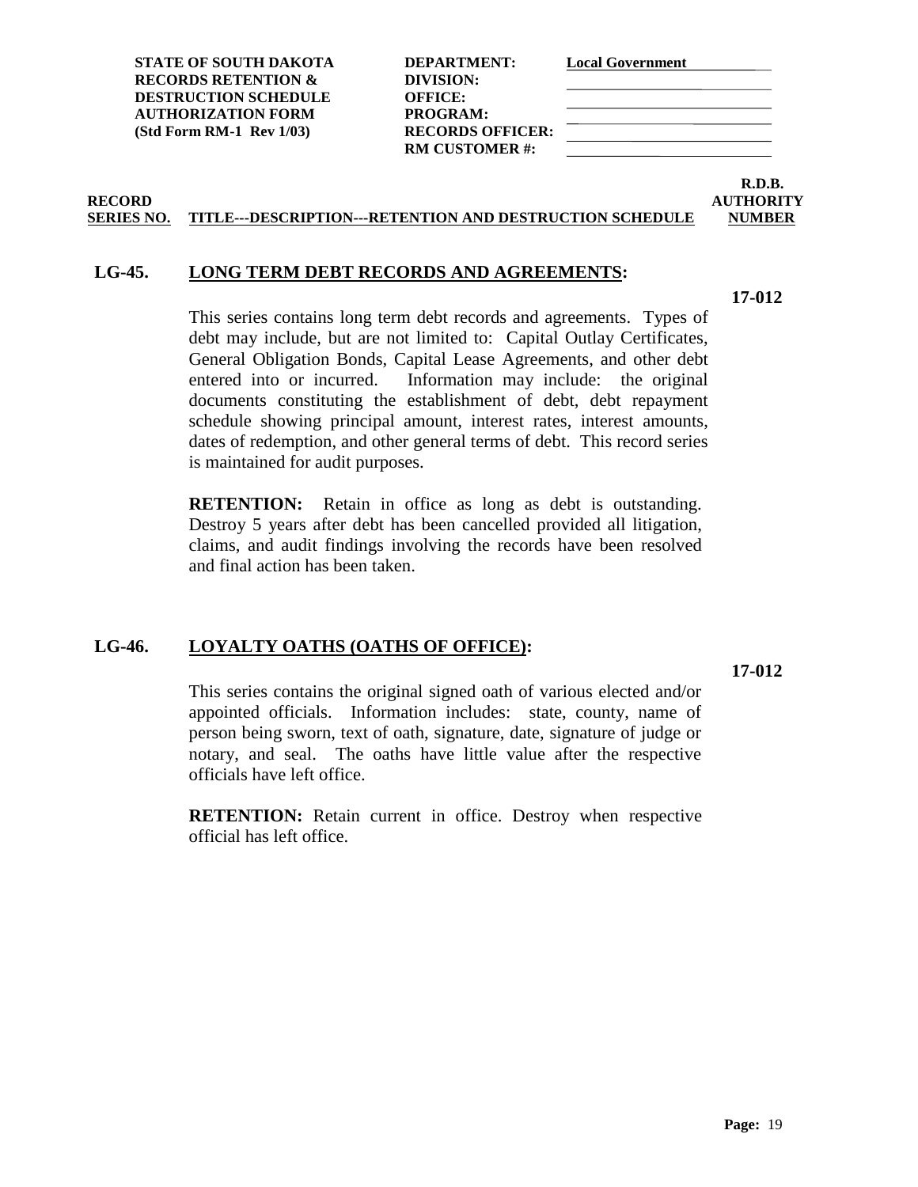| STATE OF SOUTH DAKOTA | DEPARTMENT: | Local Government |
|---|---|---|
| RECORDS RETENTION & | DIVISION: | |
| DESTRUCTION SCHEDULE | OFFICE: | |
| AUTHORIZATION FORM | PROGRAM: | |
| (Std Form RM-1 Rev 1/03) | RECORDS OFFICER: | |
| | RM CUSTOMER #: | |

| RECORD SERIES NO. | TITLE---DESCRIPTION---RETENTION AND DESTRUCTION SCHEDULE | R.D.B. AUTHORITY NUMBER |
|---|---|---|

## LG-45. LONG TERM DEBT RECORDS AND AGREEMENTS:

**17-012**

This series contains long term debt records and agreements. Types of debt may include, but are not limited to: Capital Outlay Certificates, General Obligation Bonds, Capital Lease Agreements, and other debt entered into or incurred. Information may include: the original documents constituting the establishment of debt, debt repayment schedule showing principal amount, interest rates, interest amounts, dates of redemption, and other general terms of debt. This record series is maintained for audit purposes.

**RETENTION:** Retain in office as long as debt is outstanding. Destroy 5 years after debt has been cancelled provided all litigation, claims, and audit findings involving the records have been resolved and final action has been taken.

## LG-46. LOYALTY OATHS (OATHS OF OFFICE):

**17-012**

This series contains the original signed oath of various elected and/or appointed officials. Information includes: state, county, name of person being sworn, text of oath, signature, date, signature of judge or notary, and seal. The oaths have little value after the respective officials have left office.

**RETENTION:** Retain current in office. Destroy when respective official has left office.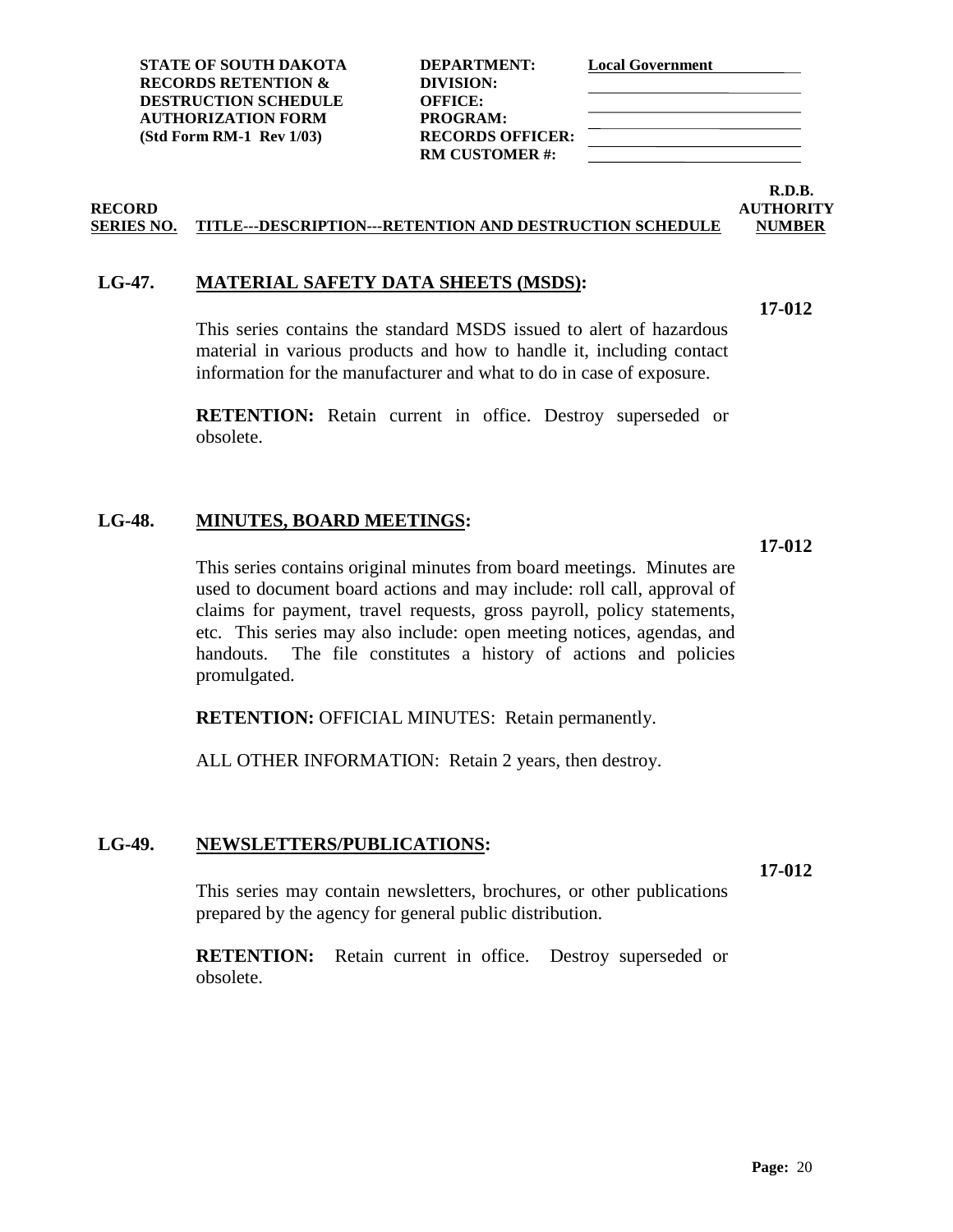| STATE OF SOUTH DAKOTA | DEPARTMENT: | Local Government |
|---|---|---|
| RECORDS RETENTION & | DIVISION: | |
| DESTRUCTION SCHEDULE | OFFICE: | |
| AUTHORIZATION FORM | PROGRAM: | |
| (Std Form RM-1 Rev 1/03) | RECORDS OFFICER: | |
| | RM CUSTOMER #: | |

| RECORD SERIES NO. | TITLE---DESCRIPTION---RETENTION AND DESTRUCTION SCHEDULE | R.D.B. AUTHORITY NUMBER |
|---|---|---|

## LG-47. MATERIAL SAFETY DATA SHEETS (MSDS):

**17-012**

This series contains the standard MSDS issued to alert of hazardous material in various products and how to handle it, including contact information for the manufacturer and what to do in case of exposure.

**RETENTION:** Retain current in office. Destroy superseded or obsolete.

## LG-48. MINUTES, BOARD MEETINGS:

**17-012**

This series contains original minutes from board meetings. Minutes are used to document board actions and may include: roll call, approval of claims for payment, travel requests, gross payroll, policy statements, etc. This series may also include: open meeting notices, agendas, and handouts. The file constitutes a history of actions and policies promulgated.

**RETENTION:** OFFICIAL MINUTES: Retain permanently.

ALL OTHER INFORMATION: Retain 2 years, then destroy.

## LG-49. NEWSLETTERS/PUBLICATIONS:

**17-012**

This series may contain newsletters, brochures, or other publications prepared by the agency for general public distribution.

**RETENTION:** Retain current in office. Destroy superseded or obsolete.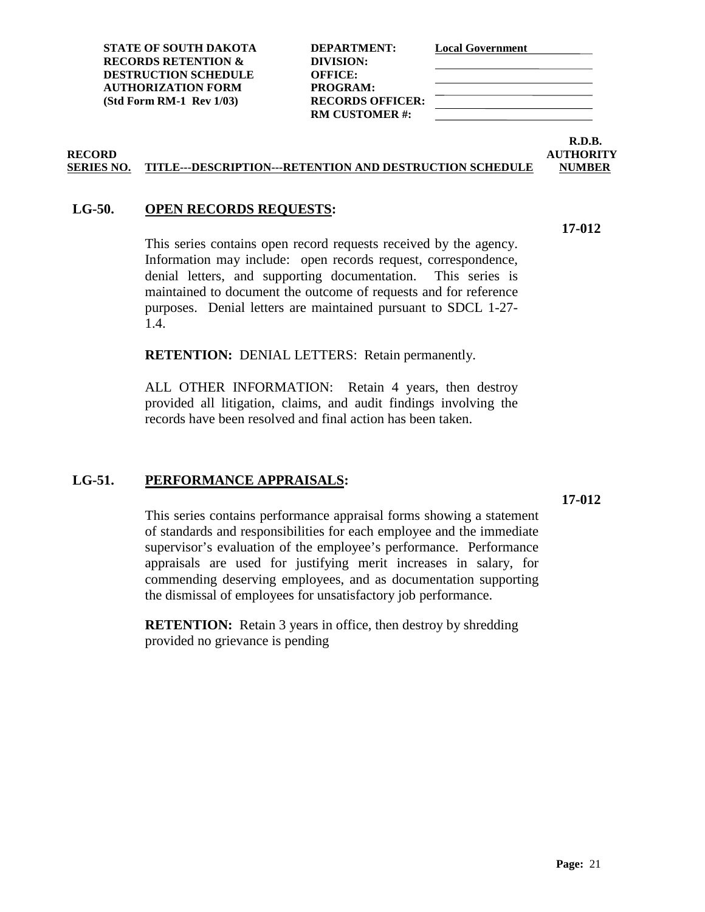| | | | |
|---|---|---|---|
| **STATE OF SOUTH DAKOTA** | **DEPARTMENT:** | **Local Government** | |
| **RECORDS RETENTION &** | **DIVISION:** | | |
| **DESTRUCTION SCHEDULE** | **OFFICE:** | | |
| **AUTHORIZATION FORM** | **PROGRAM:** | | |
| **(Std Form RM-1 Rev 1/03)** | **RECORDS OFFICER:** | | |
| | **RM CUSTOMER #:** | | |

| RECORD SERIES NO. | TITLE---DESCRIPTION---RETENTION AND DESTRUCTION SCHEDULE | R.D.B. AUTHORITY NUMBER |
|---|---|---|

**LG-50.** **OPEN RECORDS REQUESTS:** **17-012**

This series contains open record requests received by the agency. Information may include: open records request, correspondence, denial letters, and supporting documentation. This series is maintained to document the outcome of requests and for reference purposes. Denial letters are maintained pursuant to SDCL 1-27-1.4.

**RETENTION:** DENIAL LETTERS: Retain permanently.

ALL OTHER INFORMATION: Retain 4 years, then destroy provided all litigation, claims, and audit findings involving the records have been resolved and final action has been taken.

**LG-51.** **PERFORMANCE APPRAISALS:** **17-012**

This series contains performance appraisal forms showing a statement of standards and responsibilities for each employee and the immediate supervisor's evaluation of the employee's performance. Performance appraisals are used for justifying merit increases in salary, for commending deserving employees, and as documentation supporting the dismissal of employees for unsatisfactory job performance.

**RETENTION:** Retain 3 years in office, then destroy by shredding provided no grievance is pending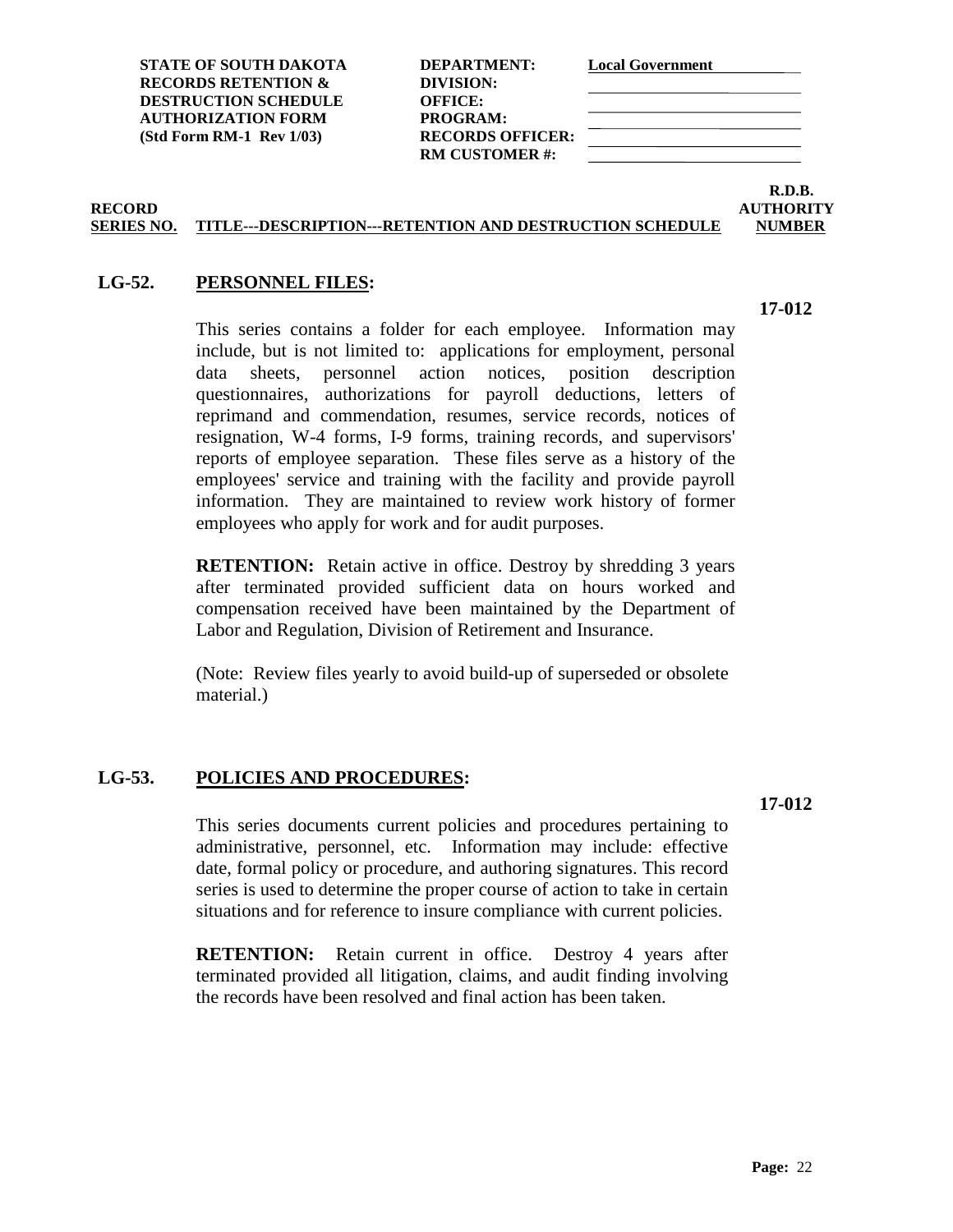| STATE OF SOUTH DAKOTA | DEPARTMENT: | Local Government |
|---|---|---|
| RECORDS RETENTION & | DIVISION: | |
| DESTRUCTION SCHEDULE | OFFICE: | |
| AUTHORIZATION FORM | PROGRAM: | |
| (Std Form RM-1 Rev 1/03) | RECORDS OFFICER: | |
| | RM CUSTOMER #: | |

| RECORD SERIES NO. | TITLE---DESCRIPTION---RETENTION AND DESTRUCTION SCHEDULE | R.D.B. AUTHORITY NUMBER |
|---|---|---|

**LG-52. PERSONNEL FILES:** **17-012**

This series contains a folder for each employee. Information may include, but is not limited to: applications for employment, personal data sheets, personnel action notices, position description questionnaires, authorizations for payroll deductions, letters of reprimand and commendation, resumes, service records, notices of resignation, W-4 forms, I-9 forms, training records, and supervisors' reports of employee separation. These files serve as a history of the employees' service and training with the facility and provide payroll information. They are maintained to review work history of former employees who apply for work and for audit purposes.

**RETENTION:** Retain active in office. Destroy by shredding 3 years after terminated provided sufficient data on hours worked and compensation received have been maintained by the Department of Labor and Regulation, Division of Retirement and Insurance.

(Note: Review files yearly to avoid build-up of superseded or obsolete material.)

**LG-53. POLICIES AND PROCEDURES:** **17-012**

This series documents current policies and procedures pertaining to administrative, personnel, etc. Information may include: effective date, formal policy or procedure, and authoring signatures. This record series is used to determine the proper course of action to take in certain situations and for reference to insure compliance with current policies.

**RETENTION:** Retain current in office. Destroy 4 years after terminated provided all litigation, claims, and audit finding involving the records have been resolved and final action has been taken.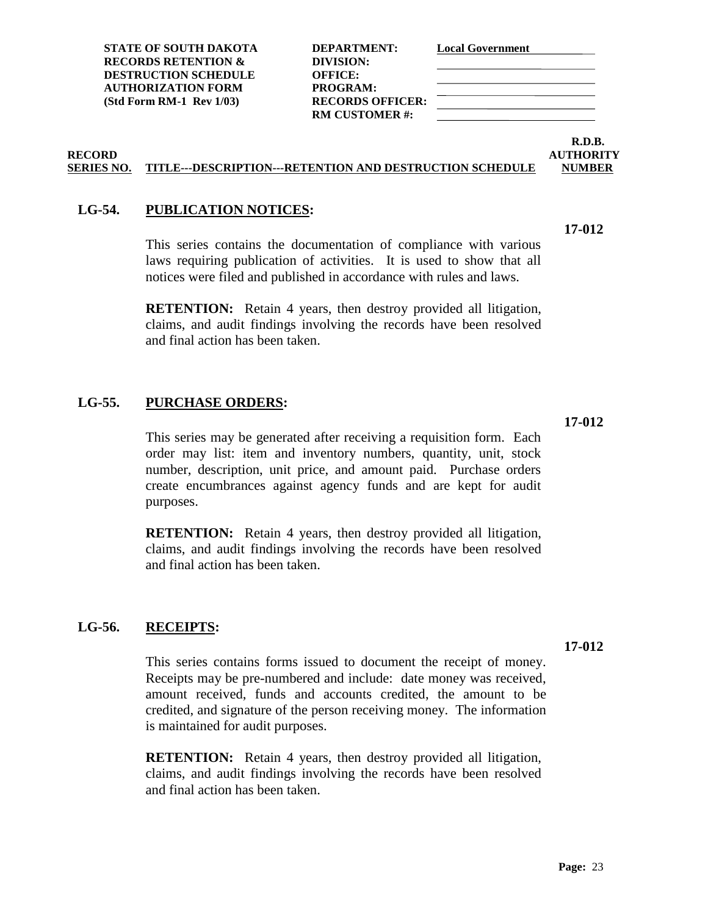| STATE OF SOUTH DAKOTA | DEPARTMENT: | Local Government |
|---|---|---|
| RECORDS RETENTION & | DIVISION: | |
| DESTRUCTION SCHEDULE | OFFICE: | |
| AUTHORIZATION FORM | PROGRAM: | |
| (Std Form RM-1 Rev 1/03) | RECORDS OFFICER: | |
| | RM CUSTOMER #: | |

| RECORD SERIES NO. | TITLE---DESCRIPTION---RETENTION AND DESTRUCTION SCHEDULE | R.D.B. AUTHORITY NUMBER |
|---|---|---|

**LG-54. PUBLICATION NOTICES:** **17-012**

This series contains the documentation of compliance with various laws requiring publication of activities. It is used to show that all notices were filed and published in accordance with rules and laws.

**RETENTION:** Retain 4 years, then destroy provided all litigation, claims, and audit findings involving the records have been resolved and final action has been taken.

**LG-55. PURCHASE ORDERS:** **17-012**

This series may be generated after receiving a requisition form. Each order may list: item and inventory numbers, quantity, unit, stock number, description, unit price, and amount paid. Purchase orders create encumbrances against agency funds and are kept for audit purposes.

**RETENTION:** Retain 4 years, then destroy provided all litigation, claims, and audit findings involving the records have been resolved and final action has been taken.

**LG-56. RECEIPTS:** **17-012**

This series contains forms issued to document the receipt of money. Receipts may be pre-numbered and include: date money was received, amount received, funds and accounts credited, the amount to be credited, and signature of the person receiving money. The information is maintained for audit purposes.

**RETENTION:** Retain 4 years, then destroy provided all litigation, claims, and audit findings involving the records have been resolved and final action has been taken.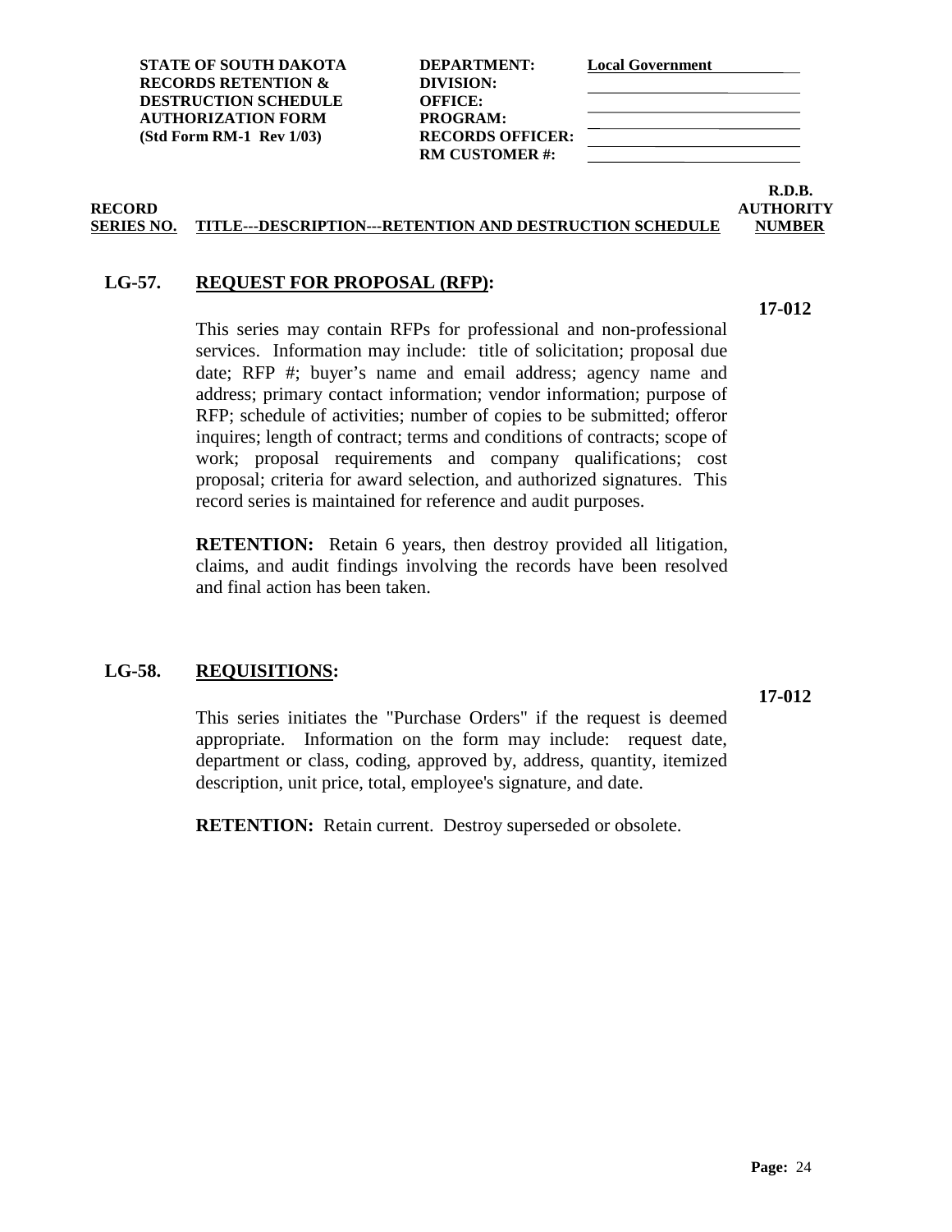| | | | |
|---|---|---|---|
| **STATE OF SOUTH DAKOTA** | **DEPARTMENT:** | **Local Government** | |
| **RECORDS RETENTION &** | **DIVISION:** | | |
| **DESTRUCTION SCHEDULE** | **OFFICE:** | | |
| **AUTHORIZATION FORM** | **PROGRAM:** | | |
| **(Std Form RM-1 Rev 1/03)** | **RECORDS OFFICER:** | | |
| | **RM CUSTOMER #:** | | |

| RECORD SERIES NO. | TITLE---DESCRIPTION---RETENTION AND DESTRUCTION SCHEDULE | R.D.B. AUTHORITY NUMBER |
|---|---|---|

## LG-57. REQUEST FOR PROPOSAL (RFP):

**17-012**

This series may contain RFPs for professional and non-professional services. Information may include: title of solicitation; proposal due date; RFP #; buyer's name and email address; agency name and address; primary contact information; vendor information; purpose of RFP; schedule of activities; number of copies to be submitted; offeror inquires; length of contract; terms and conditions of contracts; scope of work; proposal requirements and company qualifications; cost proposal; criteria for award selection, and authorized signatures. This record series is maintained for reference and audit purposes.

**RETENTION:** Retain 6 years, then destroy provided all litigation, claims, and audit findings involving the records have been resolved and final action has been taken.

## LG-58. REQUISITIONS:

**17-012**

This series initiates the "Purchase Orders" if the request is deemed appropriate. Information on the form may include: request date, department or class, coding, approved by, address, quantity, itemized description, unit price, total, employee's signature, and date.

**RETENTION:** Retain current. Destroy superseded or obsolete.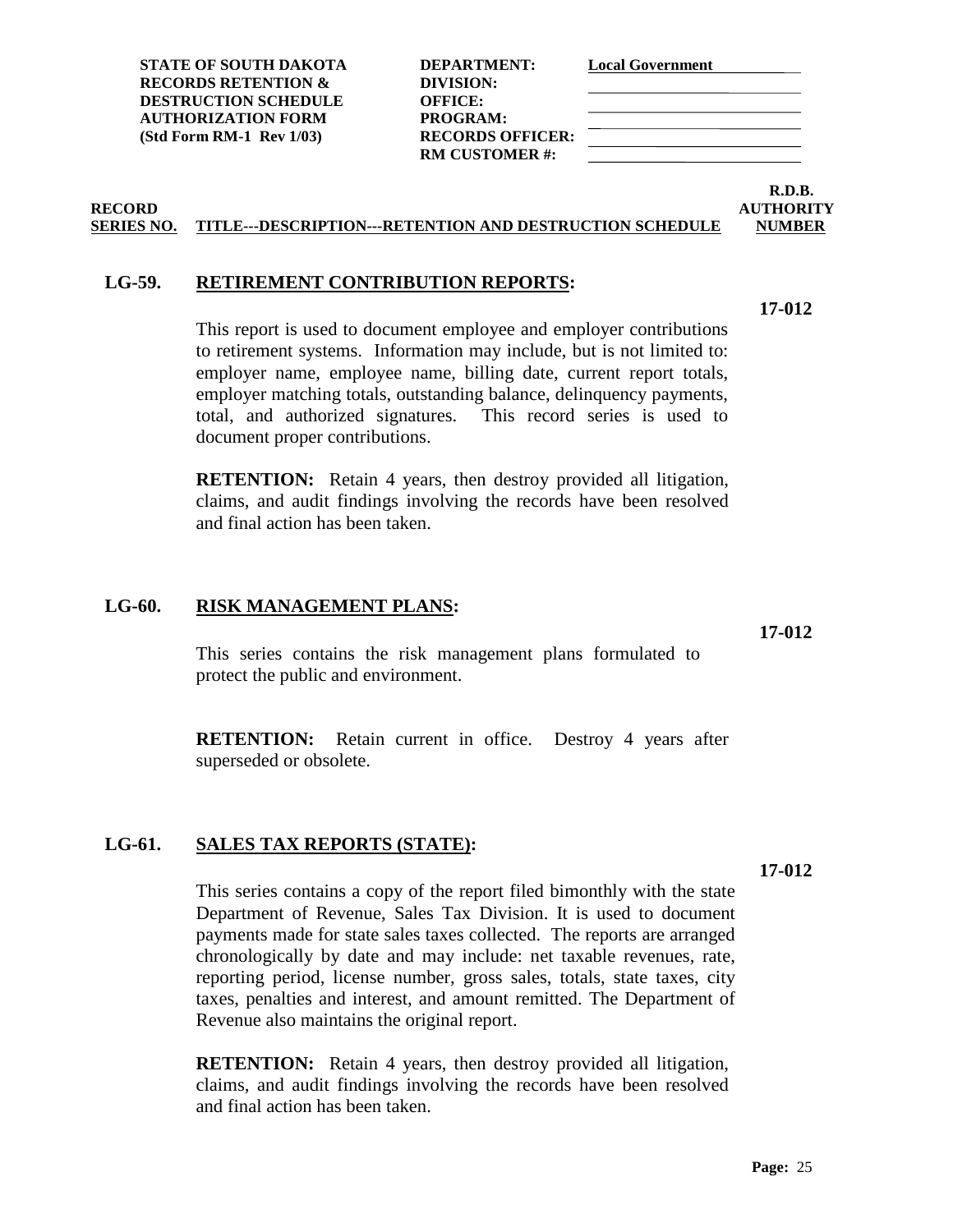| STATE OF SOUTH DAKOTA RECORDS RETENTION & DESTRUCTION SCHEDULE AUTHORIZATION FORM (Std Form RM-1 Rev 1/03) | DEPARTMENT: | Local Government |
|---|---|---|
| | DIVISION: | |
| | OFFICE: | |
| | PROGRAM: | |
| | RECORDS OFFICER: | |
| | RM CUSTOMER #: | |

| RECORD SERIES NO. | TITLE---DESCRIPTION---RETENTION AND DESTRUCTION SCHEDULE | R.D.B. AUTHORITY NUMBER |
|---|---|---|

**LG-59. RETIREMENT CONTRIBUTION REPORTS:** **17-012**

This report is used to document employee and employer contributions to retirement systems. Information may include, but is not limited to: employer name, employee name, billing date, current report totals, employer matching totals, outstanding balance, delinquency payments, total, and authorized signatures. This record series is used to document proper contributions.

**RETENTION:** Retain 4 years, then destroy provided all litigation, claims, and audit findings involving the records have been resolved and final action has been taken.

**LG-60. RISK MANAGEMENT PLANS:** **17-012**

This series contains the risk management plans formulated to protect the public and environment.

**RETENTION:** Retain current in office. Destroy 4 years after superseded or obsolete.

**LG-61. SALES TAX REPORTS (STATE):** **17-012**

This series contains a copy of the report filed bimonthly with the state Department of Revenue, Sales Tax Division. It is used to document payments made for state sales taxes collected. The reports are arranged chronologically by date and may include: net taxable revenues, rate, reporting period, license number, gross sales, totals, state taxes, city taxes, penalties and interest, and amount remitted. The Department of Revenue also maintains the original report.

**RETENTION:** Retain 4 years, then destroy provided all litigation, claims, and audit findings involving the records have been resolved and final action has been taken.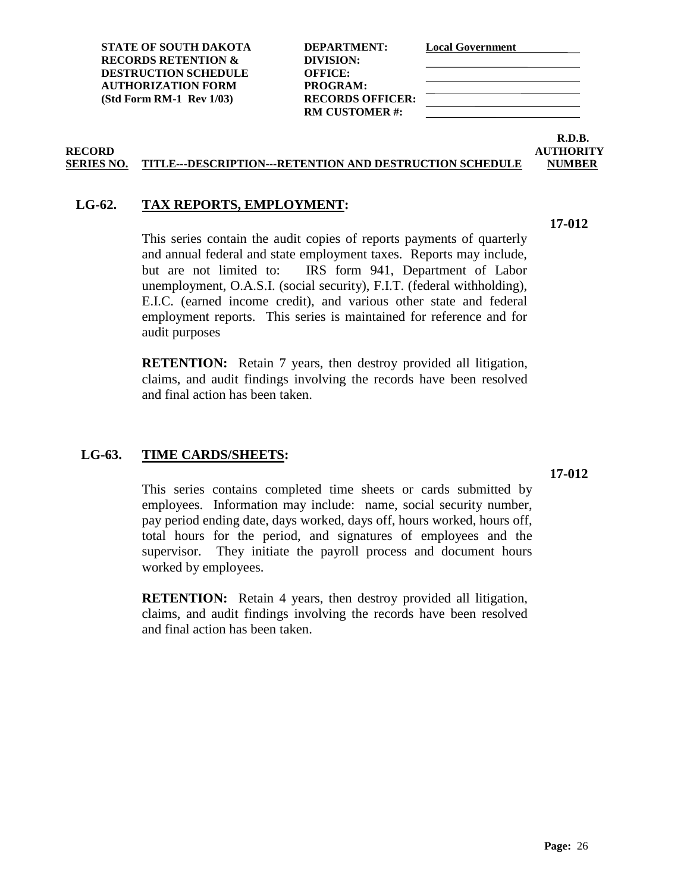| STATE OF SOUTH DAKOTA RECORDS RETENTION & DESTRUCTION SCHEDULE AUTHORIZATION FORM (Std Form RM-1 Rev 1/03) | |
|---|---|
| DEPARTMENT: | Local Government |
| DIVISION: | |
| OFFICE: | |
| PROGRAM: | |
| RECORDS OFFICER: | |
| RM CUSTOMER #: | |

| RECORD SERIES NO. | TITLE---DESCRIPTION---RETENTION AND DESTRUCTION SCHEDULE | R.D.B. AUTHORITY NUMBER |
|---|---|---|

## LG-62. TAX REPORTS, EMPLOYMENT:

**17-012**

This series contain the audit copies of reports payments of quarterly and annual federal and state employment taxes. Reports may include, but are not limited to: IRS form 941, Department of Labor unemployment, O.A.S.I. (social security), F.I.T. (federal withholding), E.I.C. (earned income credit), and various other state and federal employment reports. This series is maintained for reference and for audit purposes

**RETENTION:** Retain 7 years, then destroy provided all litigation, claims, and audit findings involving the records have been resolved and final action has been taken.

## LG-63. TIME CARDS/SHEETS:

**17-012**

This series contains completed time sheets or cards submitted by employees. Information may include: name, social security number, pay period ending date, days worked, days off, hours worked, hours off, total hours for the period, and signatures of employees and the supervisor. They initiate the payroll process and document hours worked by employees.

**RETENTION:** Retain 4 years, then destroy provided all litigation, claims, and audit findings involving the records have been resolved and final action has been taken.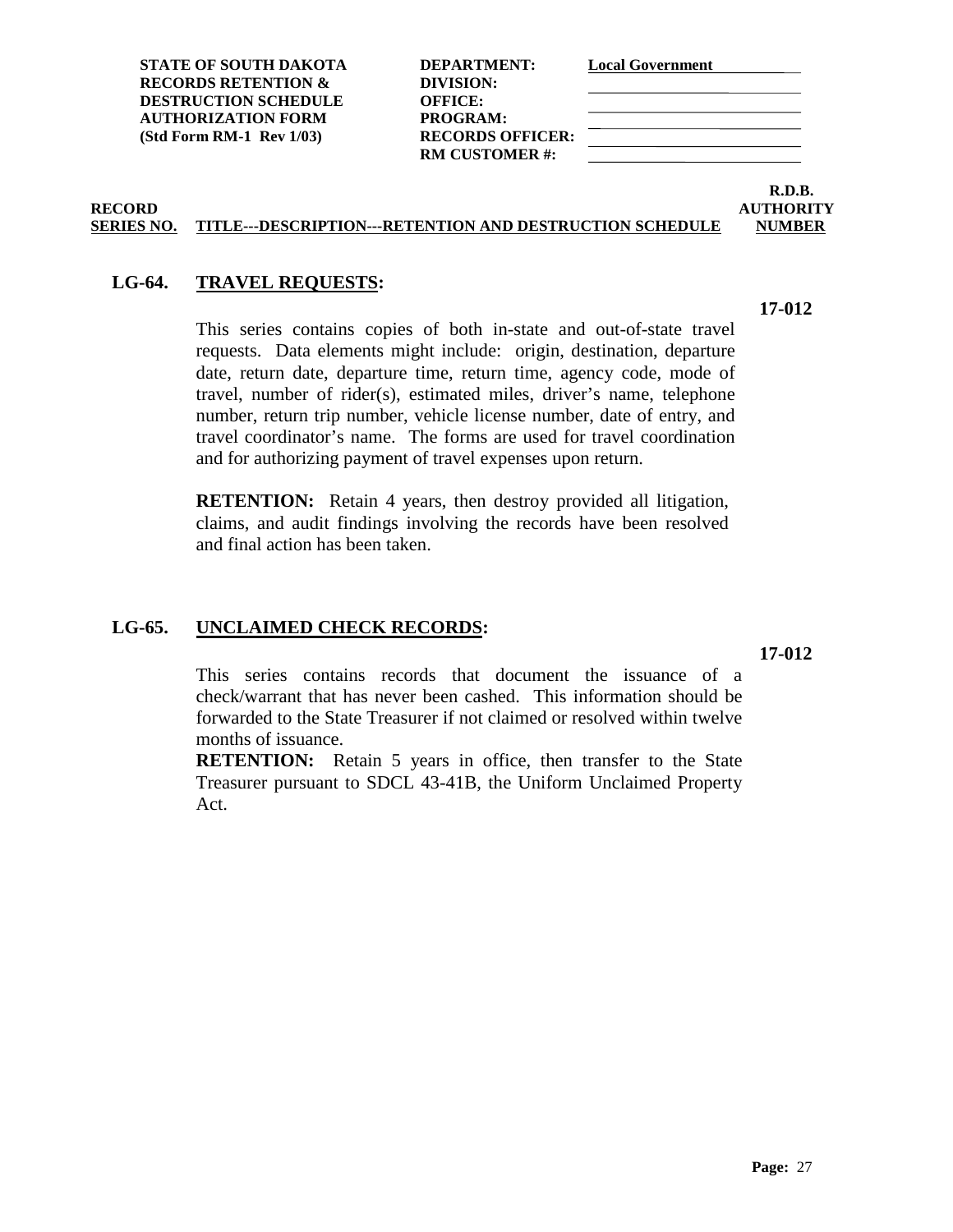| STATE OF SOUTH DAKOTA | DEPARTMENT: | Local Government |
|---|---|---|
| RECORDS RETENTION & | DIVISION: | |
| DESTRUCTION SCHEDULE | OFFICE: | |
| AUTHORIZATION FORM | PROGRAM: | |
| (Std Form RM-1 Rev 1/03) | RECORDS OFFICER: | |
| | RM CUSTOMER #: | |

| RECORD SERIES NO. | TITLE---DESCRIPTION---RETENTION AND DESTRUCTION SCHEDULE | R.D.B. AUTHORITY NUMBER |
|---|---|---|

**LG-64. TRAVEL REQUESTS:** **17-012**

This series contains copies of both in-state and out-of-state travel requests. Data elements might include: origin, destination, departure date, return date, departure time, return time, agency code, mode of travel, number of rider(s), estimated miles, driver's name, telephone number, return trip number, vehicle license number, date of entry, and travel coordinator's name. The forms are used for travel coordination and for authorizing payment of travel expenses upon return.

**RETENTION:** Retain 4 years, then destroy provided all litigation, claims, and audit findings involving the records have been resolved and final action has been taken.

**LG-65. UNCLAIMED CHECK RECORDS:** **17-012**

This series contains records that document the issuance of a check/warrant that has never been cashed. This information should be forwarded to the State Treasurer if not claimed or resolved within twelve months of issuance.

**RETENTION:** Retain 5 years in office, then transfer to the State Treasurer pursuant to SDCL 43-41B, the Uniform Unclaimed Property Act.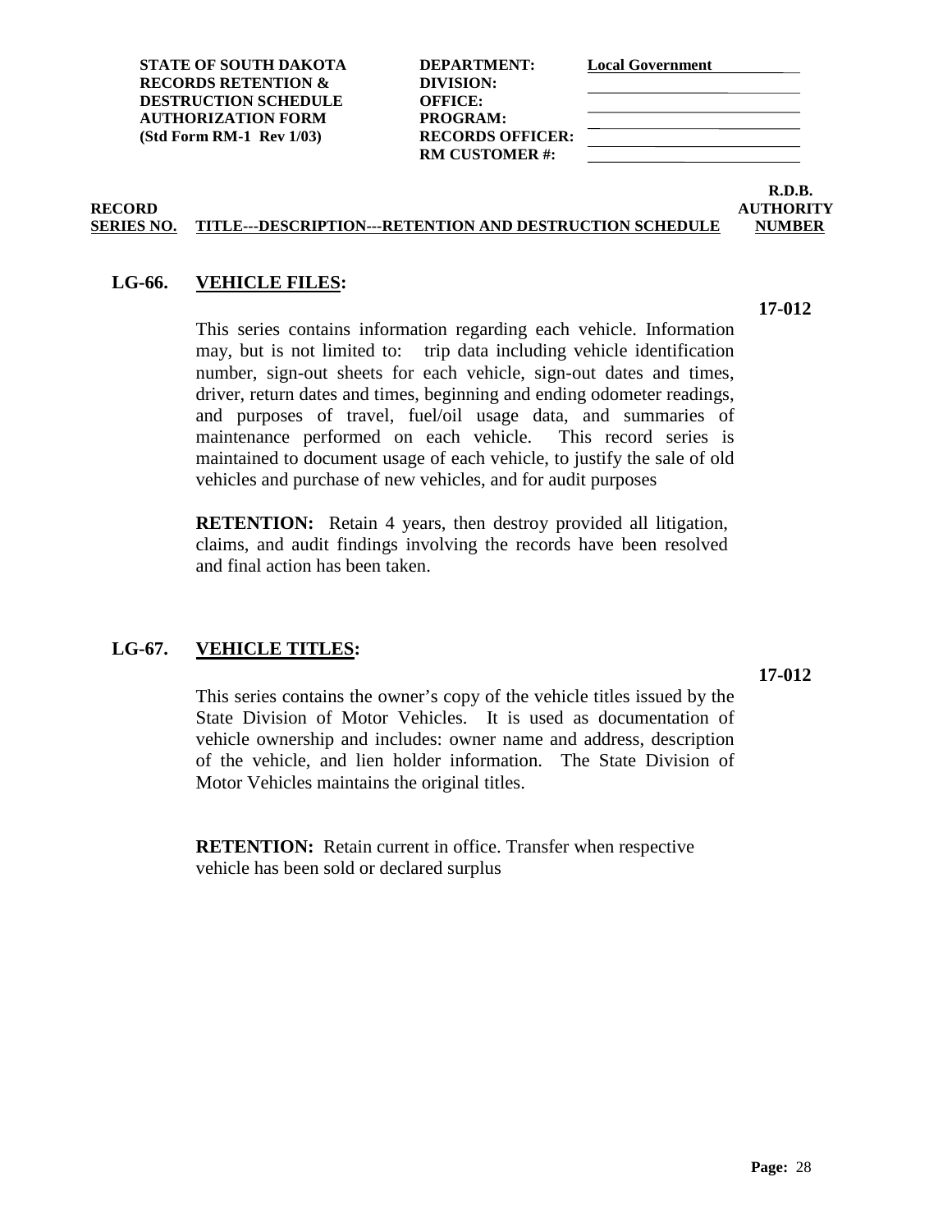**STATE OF SOUTH DAKOTA**
**RECORDS RETENTION &**
**DESTRUCTION SCHEDULE**
**AUTHORIZATION FORM**
**(Std Form RM-1 Rev 1/03)**

**DEPARTMENT:** Local Government
**DIVISION:**
**OFFICE:**
**PROGRAM:**
**RECORDS OFFICER:**
**RM CUSTOMER #:**

| RECORD SERIES NO. | TITLE---DESCRIPTION---RETENTION AND DESTRUCTION SCHEDULE | R.D.B. AUTHORITY NUMBER |
|---|---|---|

## LG-66. VEHICLE FILES:

**17-012**

This series contains information regarding each vehicle. Information may, but is not limited to: trip data including vehicle identification number, sign-out sheets for each vehicle, sign-out dates and times, driver, return dates and times, beginning and ending odometer readings, and purposes of travel, fuel/oil usage data, and summaries of maintenance performed on each vehicle. This record series is maintained to document usage of each vehicle, to justify the sale of old vehicles and purchase of new vehicles, and for audit purposes

**RETENTION:** Retain 4 years, then destroy provided all litigation, claims, and audit findings involving the records have been resolved and final action has been taken.

## LG-67. VEHICLE TITLES:

**17-012**

This series contains the owner's copy of the vehicle titles issued by the State Division of Motor Vehicles. It is used as documentation of vehicle ownership and includes: owner name and address, description of the vehicle, and lien holder information. The State Division of Motor Vehicles maintains the original titles.

**RETENTION:** Retain current in office. Transfer when respective vehicle has been sold or declared surplus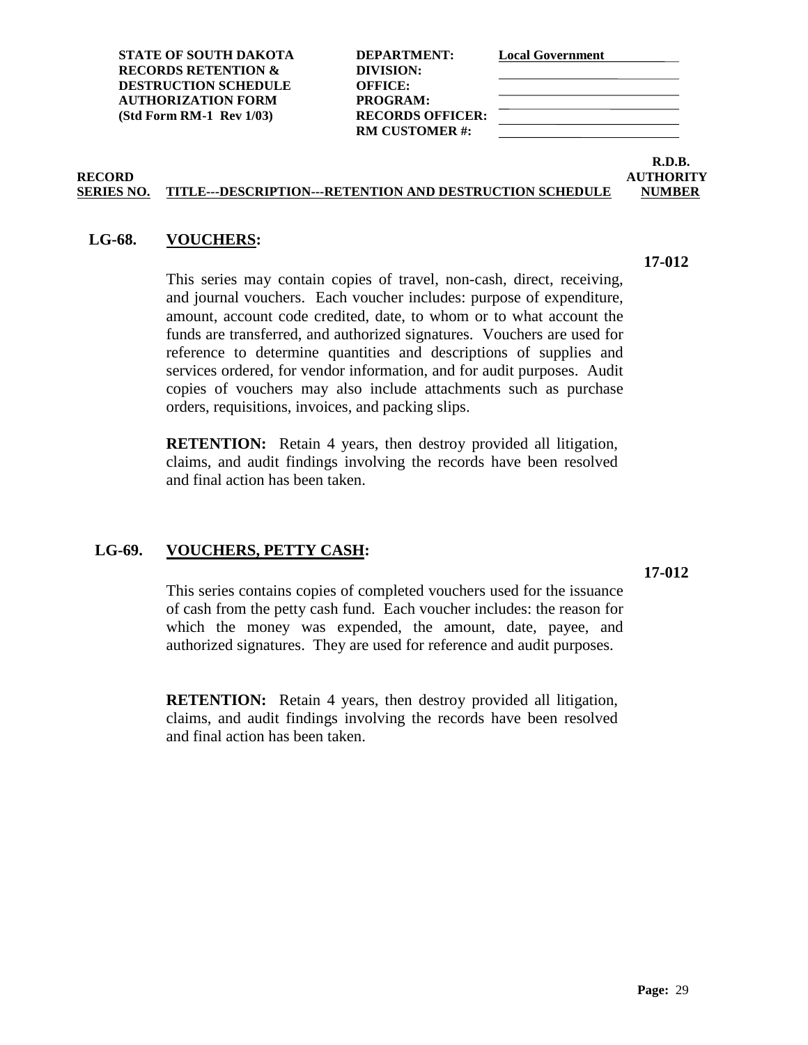| STATE OF SOUTH DAKOTA RECORDS RETENTION & DESTRUCTION SCHEDULE AUTHORIZATION FORM (Std Form RM-1 Rev 1/03) | |
|---|---|
| **DEPARTMENT:** | Local Government |
| **DIVISION:** | |
| **OFFICE:** | |
| **PROGRAM:** | |
| **RECORDS OFFICER:** | |
| **RM CUSTOMER #:** | |

| RECORD SERIES NO. | TITLE---DESCRIPTION---RETENTION AND DESTRUCTION SCHEDULE | R.D.B. AUTHORITY NUMBER |
|---|---|---|

**LG-68.** **VOUCHERS:** **17-012**

This series may contain copies of travel, non-cash, direct, receiving, and journal vouchers. Each voucher includes: purpose of expenditure, amount, account code credited, date, to whom or to what account the funds are transferred, and authorized signatures. Vouchers are used for reference to determine quantities and descriptions of supplies and services ordered, for vendor information, and for audit purposes. Audit copies of vouchers may also include attachments such as purchase orders, requisitions, invoices, and packing slips.

**RETENTION:** Retain 4 years, then destroy provided all litigation, claims, and audit findings involving the records have been resolved and final action has been taken.

**LG-69.** **VOUCHERS, PETTY CASH:** **17-012**

This series contains copies of completed vouchers used for the issuance of cash from the petty cash fund. Each voucher includes: the reason for which the money was expended, the amount, date, payee, and authorized signatures. They are used for reference and audit purposes.

**RETENTION:** Retain 4 years, then destroy provided all litigation, claims, and audit findings involving the records have been resolved and final action has been taken.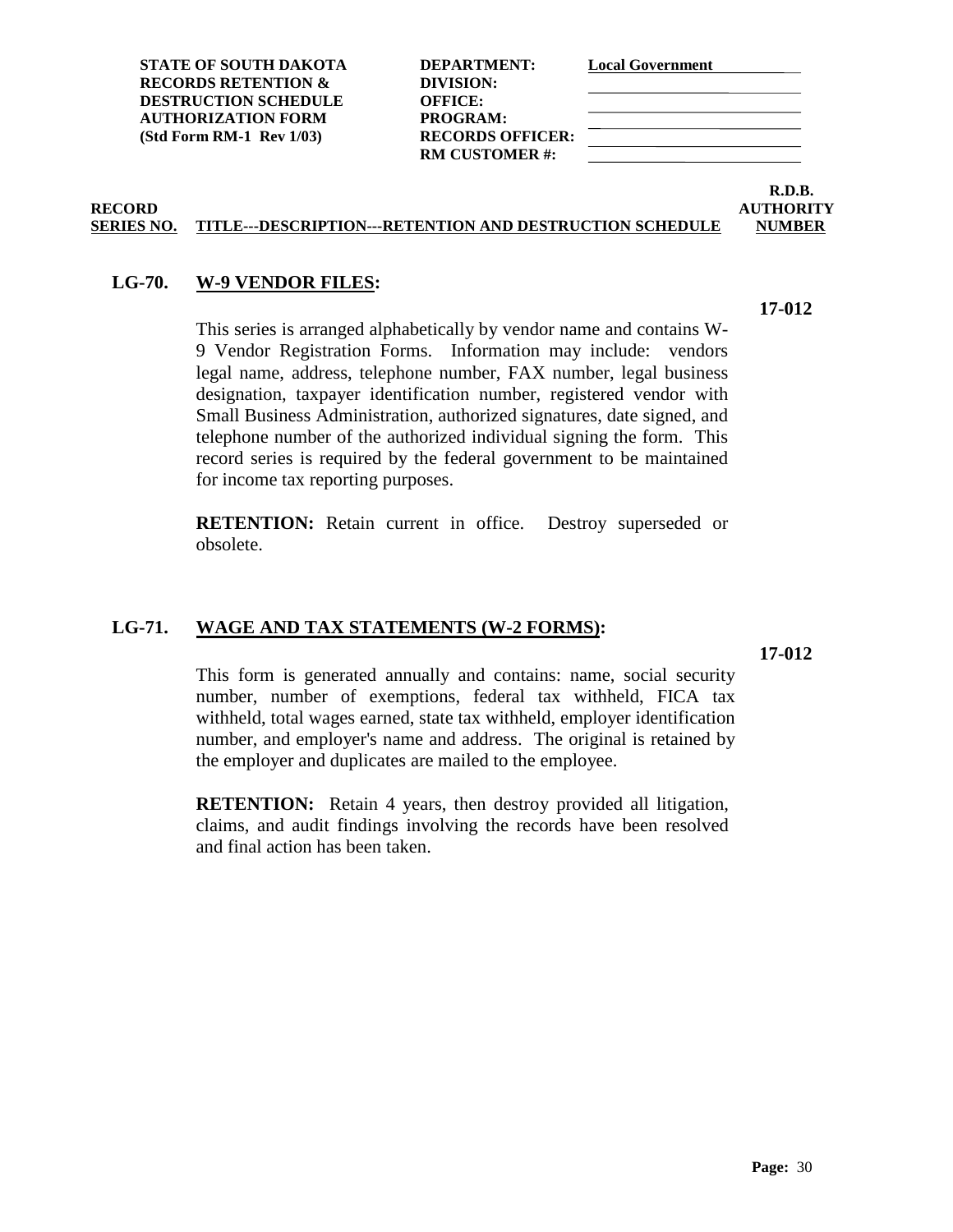| STATE OF SOUTH DAKOTA | DEPARTMENT: | Local Government |
| --- | --- | --- |
| RECORDS RETENTION & | DIVISION: | |
| DESTRUCTION SCHEDULE | OFFICE: | |
| AUTHORIZATION FORM | PROGRAM: | |
| (Std Form RM-1 Rev 1/03) | RECORDS OFFICER: | |
| | RM CUSTOMER #: | |

| RECORD SERIES NO. | TITLE---DESCRIPTION---RETENTION AND DESTRUCTION SCHEDULE | R.D.B. AUTHORITY NUMBER |
| --- | --- | --- |

**LG-70. W-9 VENDOR FILES:** **17-012**

This series is arranged alphabetically by vendor name and contains W-9 Vendor Registration Forms. Information may include: vendors legal name, address, telephone number, FAX number, legal business designation, taxpayer identification number, registered vendor with Small Business Administration, authorized signatures, date signed, and telephone number of the authorized individual signing the form. This record series is required by the federal government to be maintained for income tax reporting purposes.

**RETENTION:** Retain current in office. Destroy superseded or obsolete.

**LG-71. WAGE AND TAX STATEMENTS (W-2 FORMS):** **17-012**

This form is generated annually and contains: name, social security number, number of exemptions, federal tax withheld, FICA tax withheld, total wages earned, state tax withheld, employer identification number, and employer's name and address. The original is retained by the employer and duplicates are mailed to the employee.

**RETENTION:** Retain 4 years, then destroy provided all litigation, claims, and audit findings involving the records have been resolved and final action has been taken.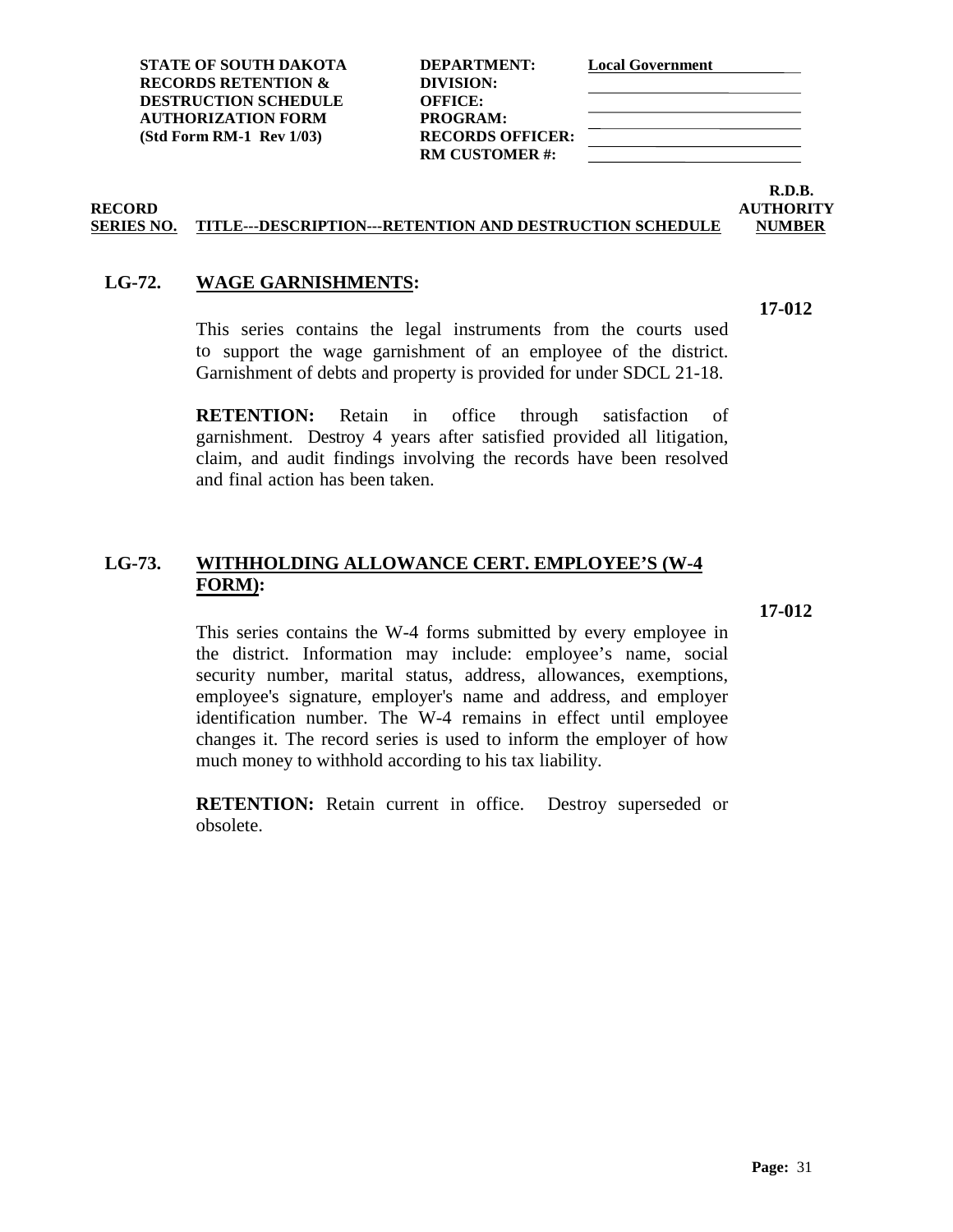**STATE OF SOUTH DAKOTA**
**RECORDS RETENTION &**
**DESTRUCTION SCHEDULE**
**AUTHORIZATION FORM**
**(Std Form RM-1 Rev 1/03)**

**DEPARTMENT:** Local Government
**DIVISION:**
**OFFICE:**
**PROGRAM:**
**RECORDS OFFICER:**
**RM CUSTOMER #:**

| RECORD SERIES NO. | TITLE---DESCRIPTION---RETENTION AND DESTRUCTION SCHEDULE | R.D.B. AUTHORITY NUMBER |
|---|---|---|

**LG-72. WAGE GARNISHMENTS:** **17-012**

This series contains the legal instruments from the courts used to support the wage garnishment of an employee of the district. Garnishment of debts and property is provided for under SDCL 21-18.

**RETENTION:** Retain in office through satisfaction of garnishment. Destroy 4 years after satisfied provided all litigation, claim, and audit findings involving the records have been resolved and final action has been taken.

**LG-73. WITHHOLDING ALLOWANCE CERT. EMPLOYEE'S (W-4 FORM):** **17-012**

This series contains the W-4 forms submitted by every employee in the district. Information may include: employee's name, social security number, marital status, address, allowances, exemptions, employee's signature, employer's name and address, and employer identification number. The W-4 remains in effect until employee changes it. The record series is used to inform the employer of how much money to withhold according to his tax liability.

**RETENTION:** Retain current in office. Destroy superseded or obsolete.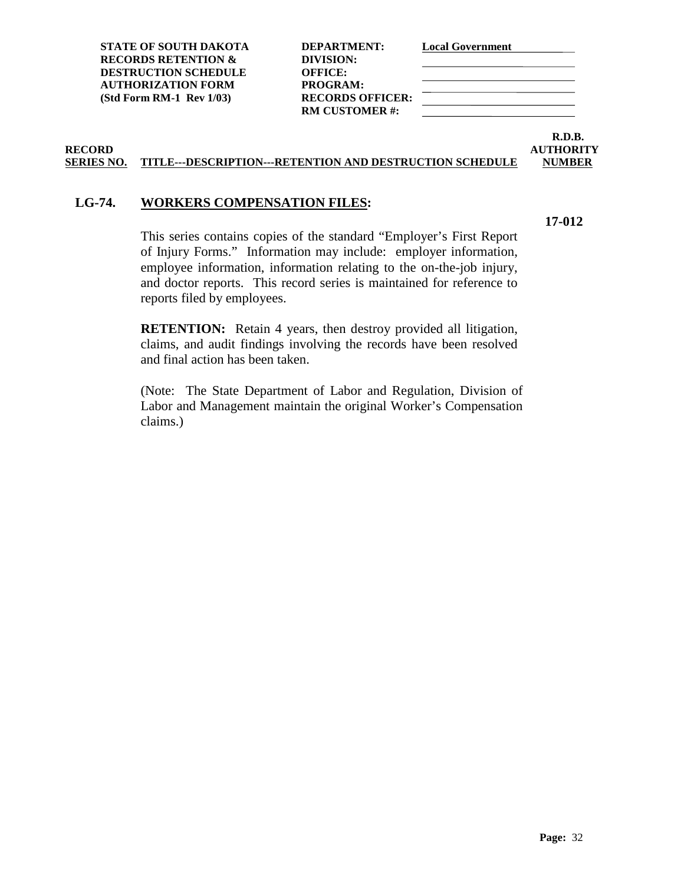| | | | |
|---|---|---|---|
| **STATE OF SOUTH DAKOTA** | **DEPARTMENT:** | **Local Government** | |
| **RECORDS RETENTION &** | **DIVISION:** | | |
| **DESTRUCTION SCHEDULE** | **OFFICE:** | | |
| **AUTHORIZATION FORM** | **PROGRAM:** | | |
| **(Std Form RM-1 Rev 1/03)** | **RECORDS OFFICER:** | | |
| | **RM CUSTOMER #:** | | |

| RECORD SERIES NO. | TITLE---DESCRIPTION---RETENTION AND DESTRUCTION SCHEDULE | R.D.B. AUTHORITY NUMBER |
|---|---|---|
| **LG-74.** | **WORKERS COMPENSATION FILES:**<br><br>This series contains copies of the standard "Employer's First Report of Injury Forms." Information may include: employer information, employee information, information relating to the on-the-job injury, and doctor reports. This record series is maintained for reference to reports filed by employees.<br><br>**RETENTION:** Retain 4 years, then destroy provided all litigation, claims, and audit findings involving the records have been resolved and final action has been taken.<br><br>(Note: The State Department of Labor and Regulation, Division of Labor and Management maintain the original Worker's Compensation claims.) | **17-012** |